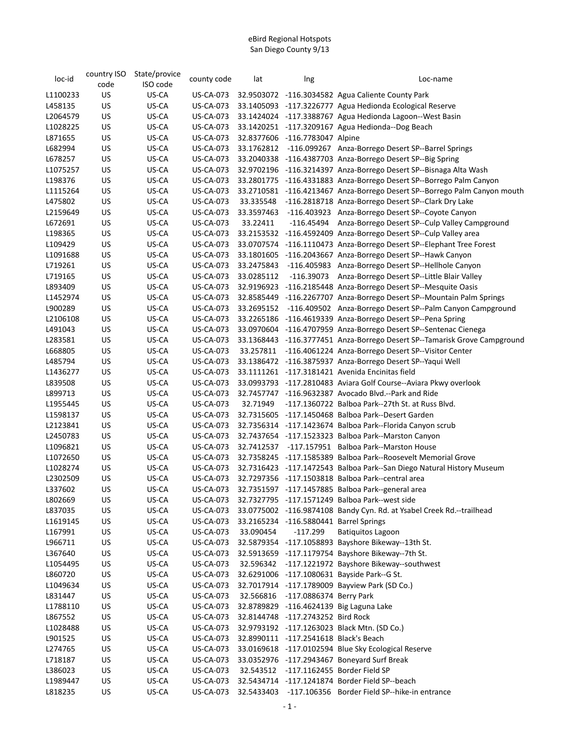# eBird Regional Hotspots
## San Diego County 9/13

| loc-id | country ISO code | State/provice ISO code | county code | lat | lng | Loc-name |
|---|---|---|---|---|---|---|
| L1100233 | US | US-CA | US-CA-073 | 32.9503072 | -116.3034582 | Agua Caliente County Park |
| L458135 | US | US-CA | US-CA-073 | 33.1405093 | -117.3226777 | Agua Hedionda Ecological Reserve |
| L2064579 | US | US-CA | US-CA-073 | 33.1424024 | -117.3388767 | Agua Hedionda Lagoon--West Basin |
| L1028225 | US | US-CA | US-CA-073 | 33.1420251 | -117.3209167 | Agua Hedionda--Dog Beach |
| L871655 | US | US-CA | US-CA-073 | 32.8377606 | -116.7783047 | Alpine |
| L682994 | US | US-CA | US-CA-073 | 33.1762812 | -116.099267 | Anza-Borrego Desert SP--Barrel Springs |
| L678257 | US | US-CA | US-CA-073 | 33.2040338 | -116.4387703 | Anza-Borrego Desert SP--Big Spring |
| L1075257 | US | US-CA | US-CA-073 | 32.9702196 | -116.3214397 | Anza-Borrego Desert SP--Bisnaga Alta Wash |
| L198376 | US | US-CA | US-CA-073 | 33.2801775 | -116.4331883 | Anza-Borrego Desert SP--Borrego Palm Canyon |
| L1115264 | US | US-CA | US-CA-073 | 33.2710581 | -116.4213467 | Anza-Borrego Desert SP--Borrego Palm Canyon mouth |
| L475802 | US | US-CA | US-CA-073 | 33.335548 | -116.2818718 | Anza-Borrego Desert SP--Clark Dry Lake |
| L2159649 | US | US-CA | US-CA-073 | 33.3597463 | -116.403923 | Anza-Borrego Desert SP--Coyote Canyon |
| L672691 | US | US-CA | US-CA-073 | 33.22411 | -116.45494 | Anza-Borrego Desert SP--Culp Valley Campground |
| L198365 | US | US-CA | US-CA-073 | 33.2153532 | -116.4592409 | Anza-Borrego Desert SP--Culp Valley area |
| L109429 | US | US-CA | US-CA-073 | 33.0707574 | -116.1110473 | Anza-Borrego Desert SP--Elephant Tree Forest |
| L1091688 | US | US-CA | US-CA-073 | 33.1801605 | -116.2043667 | Anza-Borrego Desert SP--Hawk Canyon |
| L719261 | US | US-CA | US-CA-073 | 33.2475843 | -116.405983 | Anza-Borrego Desert SP--Hellhole Canyon |
| L719165 | US | US-CA | US-CA-073 | 33.0285112 | -116.39073 | Anza-Borrego Desert SP--Little Blair Valley |
| L893409 | US | US-CA | US-CA-073 | 32.9196923 | -116.2185448 | Anza-Borrego Desert SP--Mesquite Oasis |
| L1452974 | US | US-CA | US-CA-073 | 32.8585449 | -116.2267707 | Anza-Borrego Desert SP--Mountain Palm Springs |
| L900289 | US | US-CA | US-CA-073 | 33.2695152 | -116.409502 | Anza-Borrego Desert SP--Palm Canyon Campground |
| L2106108 | US | US-CA | US-CA-073 | 33.2265186 | -116.4619339 | Anza-Borrego Desert SP--Pena Spring |
| L491043 | US | US-CA | US-CA-073 | 33.0970604 | -116.4707959 | Anza-Borrego Desert SP--Sentenac Cienega |
| L283581 | US | US-CA | US-CA-073 | 33.1368443 | -116.3777451 | Anza-Borrego Desert SP--Tamarisk Grove Campground |
| L668805 | US | US-CA | US-CA-073 | 33.257811 | -116.4061224 | Anza-Borrego Desert SP--Visitor Center |
| L485794 | US | US-CA | US-CA-073 | 33.1386472 | -116.3875937 | Anza-Borrego Desert SP--Yaqui Well |
| L1436277 | US | US-CA | US-CA-073 | 33.1111261 | -117.3181421 | Avenida Encinitas field |
| L839508 | US | US-CA | US-CA-073 | 33.0993793 | -117.2810483 | Aviara Golf Course--Aviara Pkwy overlook |
| L899713 | US | US-CA | US-CA-073 | 32.7457747 | -116.9632387 | Avocado Blvd.--Park and Ride |
| L1955445 | US | US-CA | US-CA-073 | 32.71949 | -117.1360722 | Balboa Park--27th St. at Russ Blvd. |
| L1598137 | US | US-CA | US-CA-073 | 32.7315605 | -117.1450468 | Balboa Park--Desert Garden |
| L2123841 | US | US-CA | US-CA-073 | 32.7356314 | -117.1423674 | Balboa Park--Florida Canyon scrub |
| L2450783 | US | US-CA | US-CA-073 | 32.7437654 | -117.1523323 | Balboa Park--Marston Canyon |
| L1096821 | US | US-CA | US-CA-073 | 32.7412537 | -117.157951 | Balboa Park--Marston House |
| L1072650 | US | US-CA | US-CA-073 | 32.7358245 | -117.1585389 | Balboa Park--Roosevelt Memorial Grove |
| L1028274 | US | US-CA | US-CA-073 | 32.7316423 | -117.1472543 | Balboa Park--San Diego Natural History Museum |
| L2302509 | US | US-CA | US-CA-073 | 32.7297356 | -117.1503818 | Balboa Park--central area |
| L337602 | US | US-CA | US-CA-073 | 32.7351597 | -117.1457885 | Balboa Park--general area |
| L802669 | US | US-CA | US-CA-073 | 32.7327795 | -117.1571249 | Balboa Park--west side |
| L837035 | US | US-CA | US-CA-073 | 33.0775002 | -116.9874108 | Bandy Cyn. Rd. at Ysabel Creek Rd.--trailhead |
| L1619145 | US | US-CA | US-CA-073 | 33.2165234 | -116.5880441 | Barrel Springs |
| L167991 | US | US-CA | US-CA-073 | 33.090454 | -117.299 | Batiquitos Lagoon |
| L966711 | US | US-CA | US-CA-073 | 32.5879354 | -117.1058893 | Bayshore Bikeway--13th St. |
| L367640 | US | US-CA | US-CA-073 | 32.5913659 | -117.1179754 | Bayshore Bikeway--7th St. |
| L1054495 | US | US-CA | US-CA-073 | 32.596342 | -117.1221972 | Bayshore Bikeway--southwest |
| L860720 | US | US-CA | US-CA-073 | 32.6291006 | -117.1080631 | Bayside Park--G St. |
| L1049634 | US | US-CA | US-CA-073 | 32.7017914 | -117.1789009 | Bayview Park (SD Co.) |
| L831447 | US | US-CA | US-CA-073 | 32.566816 | -117.0886374 | Berry Park |
| L1788110 | US | US-CA | US-CA-073 | 32.8789829 | -116.4624139 | Big Laguna Lake |
| L867552 | US | US-CA | US-CA-073 | 32.8144748 | -117.2743252 | Bird Rock |
| L1028488 | US | US-CA | US-CA-073 | 32.9793192 | -117.1263023 | Black Mtn. (SD Co.) |
| L901525 | US | US-CA | US-CA-073 | 32.8990111 | -117.2541618 | Black's Beach |
| L274765 | US | US-CA | US-CA-073 | 33.0169618 | -117.0102594 | Blue Sky Ecological Reserve |
| L718187 | US | US-CA | US-CA-073 | 33.0352976 | -117.2943467 | Boneyard Surf Break |
| L386023 | US | US-CA | US-CA-073 | 32.543512 | -117.1162455 | Border Field SP |
| L1989447 | US | US-CA | US-CA-073 | 32.5434714 | -117.1241874 | Border Field SP--beach |
| L818235 | US | US-CA | US-CA-073 | 32.5433403 | -117.106356 | Border Field SP--hike-in entrance |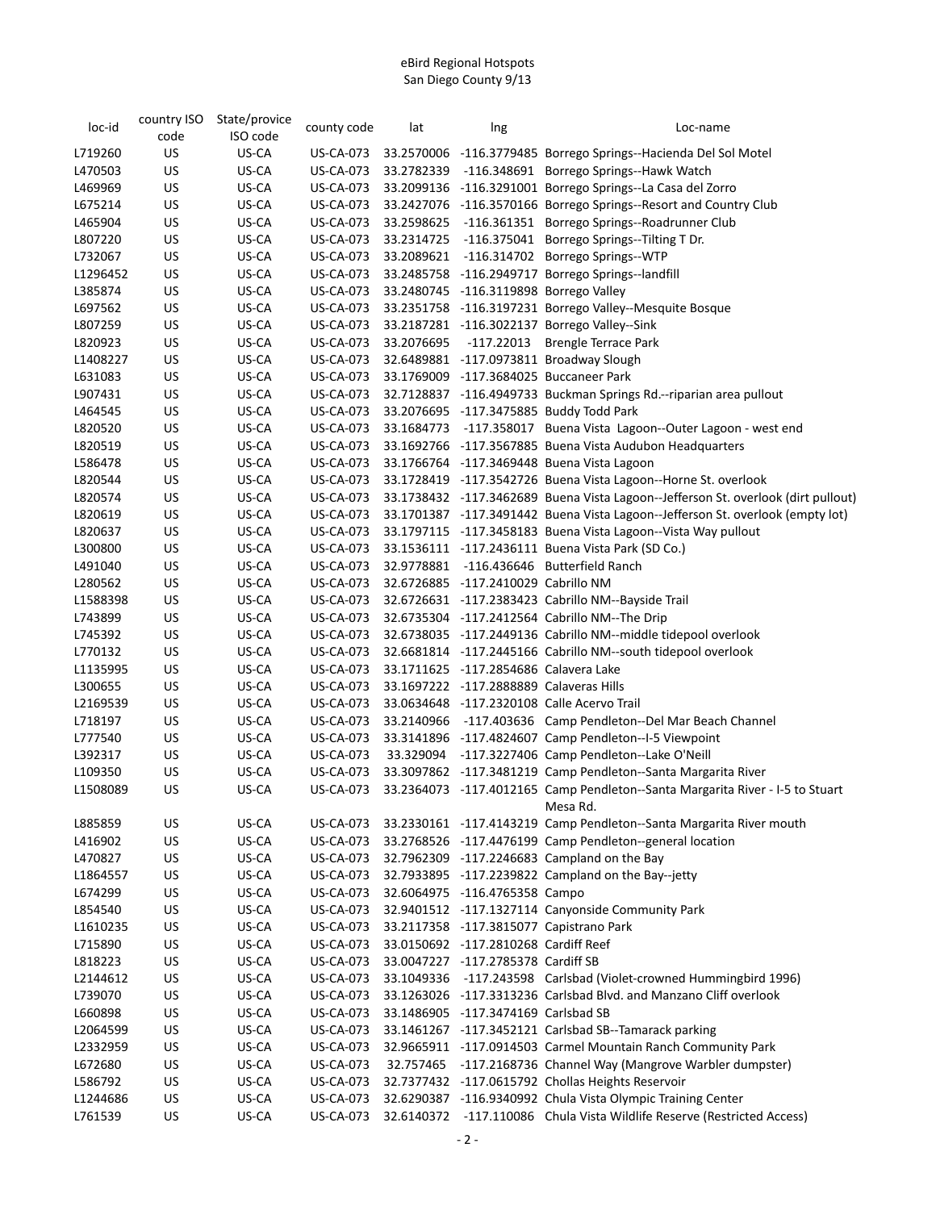eBird Regional Hotspots
San Diego County 9/13

| loc-id | country ISO code | State/provice ISO code | county code | lat | lng | Loc-name |
|---|---|---|---|---|---|---|
| L719260 | US | US-CA | US-CA-073 | 33.2570006 | -116.3779485 | Borrego Springs--Hacienda Del Sol Motel |
| L470503 | US | US-CA | US-CA-073 | 33.2782339 | -116.348691 | Borrego Springs--Hawk Watch |
| L469969 | US | US-CA | US-CA-073 | 33.2099136 | -116.3291001 | Borrego Springs--La Casa del Zorro |
| L675214 | US | US-CA | US-CA-073 | 33.2427076 | -116.3570166 | Borrego Springs--Resort and Country Club |
| L465904 | US | US-CA | US-CA-073 | 33.2598625 | -116.361351 | Borrego Springs--Roadrunner Club |
| L807220 | US | US-CA | US-CA-073 | 33.2314725 | -116.375041 | Borrego Springs--Tilting T Dr. |
| L732067 | US | US-CA | US-CA-073 | 33.2089621 | -116.314702 | Borrego Springs--WTP |
| L1296452 | US | US-CA | US-CA-073 | 33.2485758 | -116.2949717 | Borrego Springs--landfill |
| L385874 | US | US-CA | US-CA-073 | 33.2480745 | -116.3119898 | Borrego Valley |
| L697562 | US | US-CA | US-CA-073 | 33.2351758 | -116.3197231 | Borrego Valley--Mesquite Bosque |
| L807259 | US | US-CA | US-CA-073 | 33.2187281 | -116.3022137 | Borrego Valley--Sink |
| L820923 | US | US-CA | US-CA-073 | 33.2076695 | -117.22013 | Brengle Terrace Park |
| L1408227 | US | US-CA | US-CA-073 | 32.6489881 | -117.0973811 | Broadway Slough |
| L631083 | US | US-CA | US-CA-073 | 33.1769009 | -117.3684025 | Buccaneer Park |
| L907431 | US | US-CA | US-CA-073 | 32.7128837 | -116.4949733 | Buckman Springs Rd.--riparian area pullout |
| L464545 | US | US-CA | US-CA-073 | 33.2076695 | -117.3475885 | Buddy Todd Park |
| L820520 | US | US-CA | US-CA-073 | 33.1684773 | -117.358017 | Buena Vista  Lagoon--Outer Lagoon - west end |
| L820519 | US | US-CA | US-CA-073 | 33.1692766 | -117.3567885 | Buena Vista Audubon Headquarters |
| L586478 | US | US-CA | US-CA-073 | 33.1766764 | -117.3469448 | Buena Vista Lagoon |
| L820544 | US | US-CA | US-CA-073 | 33.1728419 | -117.3542726 | Buena Vista Lagoon--Horne St. overlook |
| L820574 | US | US-CA | US-CA-073 | 33.1738432 | -117.3462689 | Buena Vista Lagoon--Jefferson St. overlook (dirt pullout) |
| L820619 | US | US-CA | US-CA-073 | 33.1701387 | -117.3491442 | Buena Vista Lagoon--Jefferson St. overlook (empty lot) |
| L820637 | US | US-CA | US-CA-073 | 33.1797115 | -117.3458183 | Buena Vista Lagoon--Vista Way pullout |
| L300800 | US | US-CA | US-CA-073 | 33.1536111 | -117.2436111 | Buena Vista Park (SD Co.) |
| L491040 | US | US-CA | US-CA-073 | 32.9778881 | -116.436646 | Butterfield Ranch |
| L280562 | US | US-CA | US-CA-073 | 32.6726885 | -117.2410029 | Cabrillo NM |
| L1588398 | US | US-CA | US-CA-073 | 32.6726631 | -117.2383423 | Cabrillo NM--Bayside Trail |
| L743899 | US | US-CA | US-CA-073 | 32.6735304 | -117.2412564 | Cabrillo NM--The Drip |
| L745392 | US | US-CA | US-CA-073 | 32.6738035 | -117.2449136 | Cabrillo NM--middle tidepool overlook |
| L770132 | US | US-CA | US-CA-073 | 32.6681814 | -117.2445166 | Cabrillo NM--south tidepool overlook |
| L1135995 | US | US-CA | US-CA-073 | 33.1711625 | -117.2854686 | Calavera Lake |
| L300655 | US | US-CA | US-CA-073 | 33.1697222 | -117.2888889 | Calaveras Hills |
| L2169539 | US | US-CA | US-CA-073 | 33.0634648 | -117.2320108 | Calle Acervo Trail |
| L718197 | US | US-CA | US-CA-073 | 33.2140966 | -117.403636 | Camp Pendleton--Del Mar Beach Channel |
| L777540 | US | US-CA | US-CA-073 | 33.3141896 | -117.4824607 | Camp Pendleton--I-5 Viewpoint |
| L392317 | US | US-CA | US-CA-073 | 33.329094 | -117.3227406 | Camp Pendleton--Lake O'Neill |
| L109350 | US | US-CA | US-CA-073 | 33.3097862 | -117.3481219 | Camp Pendleton--Santa Margarita River |
| L1508089 | US | US-CA | US-CA-073 | 33.2364073 | -117.4012165 | Camp Pendleton--Santa Margarita River - I-5 to Stuart Mesa Rd. |
| L885859 | US | US-CA | US-CA-073 | 33.2330161 | -117.4143219 | Camp Pendleton--Santa Margarita River mouth |
| L416902 | US | US-CA | US-CA-073 | 33.2768526 | -117.4476199 | Camp Pendleton--general location |
| L470827 | US | US-CA | US-CA-073 | 32.7962309 | -117.2246683 | Campland on the Bay |
| L1864557 | US | US-CA | US-CA-073 | 32.7933895 | -117.2239822 | Campland on the Bay--jetty |
| L674299 | US | US-CA | US-CA-073 | 32.6064975 | -116.4765358 | Campo |
| L854540 | US | US-CA | US-CA-073 | 32.9401512 | -117.1327114 | Canyonside Community Park |
| L1610235 | US | US-CA | US-CA-073 | 33.2117358 | -117.3815077 | Capistrano Park |
| L715890 | US | US-CA | US-CA-073 | 33.0150692 | -117.2810268 | Cardiff Reef |
| L818223 | US | US-CA | US-CA-073 | 33.0047227 | -117.2785378 | Cardiff SB |
| L2144612 | US | US-CA | US-CA-073 | 33.1049336 | -117.243598 | Carlsbad (Violet-crowned Hummingbird 1996) |
| L739070 | US | US-CA | US-CA-073 | 33.1263026 | -117.3313236 | Carlsbad Blvd. and Manzano Cliff overlook |
| L660898 | US | US-CA | US-CA-073 | 33.1486905 | -117.3474169 | Carlsbad SB |
| L2064599 | US | US-CA | US-CA-073 | 33.1461267 | -117.3452121 | Carlsbad SB--Tamarack parking |
| L2332959 | US | US-CA | US-CA-073 | 32.9665911 | -117.0914503 | Carmel Mountain Ranch Community Park |
| L672680 | US | US-CA | US-CA-073 | 32.757465 | -117.2168736 | Channel Way (Mangrove Warbler dumpster) |
| L586792 | US | US-CA | US-CA-073 | 32.7377432 | -117.0615792 | Chollas Heights Reservoir |
| L1244686 | US | US-CA | US-CA-073 | 32.6290387 | -116.9340992 | Chula Vista Olympic Training Center |
| L761539 | US | US-CA | US-CA-073 | 32.6140372 | -117.110086 | Chula Vista Wildlife Reserve (Restricted Access) |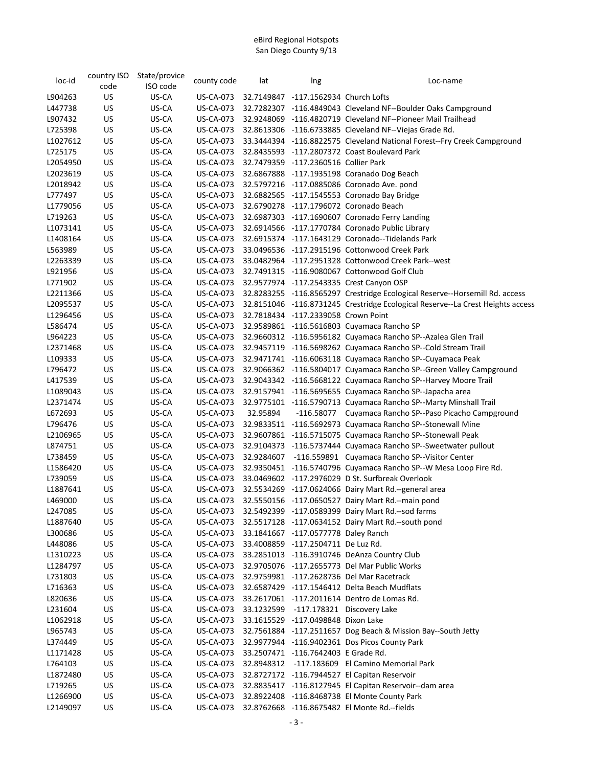eBird Regional Hotspots
San Diego County 9/13

| loc-id | country ISO code | State/provice ISO code | county code | lat | lng | Loc-name |
|---|---|---|---|---|---|---|
| L904263 | US | US-CA | US-CA-073 | 32.7149847 | -117.1562934 | Church Lofts |
| L447738 | US | US-CA | US-CA-073 | 32.7282307 | -116.4849043 | Cleveland NF--Boulder Oaks Campground |
| L907432 | US | US-CA | US-CA-073 | 32.9248069 | -116.4820719 | Cleveland NF--Pioneer Mail Trailhead |
| L725398 | US | US-CA | US-CA-073 | 32.8613306 | -116.6733885 | Cleveland NF--Viejas Grade Rd. |
| L1027612 | US | US-CA | US-CA-073 | 33.3444394 | -116.8822575 | Cleveland National Forest--Fry Creek Campground |
| L725175 | US | US-CA | US-CA-073 | 32.8435593 | -117.2807372 | Coast Boulevard Park |
| L2054950 | US | US-CA | US-CA-073 | 32.7479359 | -117.2360516 | Collier Park |
| L2023619 | US | US-CA | US-CA-073 | 32.6867888 | -117.1935198 | Coranado Dog Beach |
| L2018942 | US | US-CA | US-CA-073 | 32.5797216 | -117.0885086 | Coronado Ave. pond |
| L777497 | US | US-CA | US-CA-073 | 32.6882565 | -117.1545553 | Coronado Bay Bridge |
| L1779056 | US | US-CA | US-CA-073 | 32.6790278 | -117.1796072 | Coronado Beach |
| L719263 | US | US-CA | US-CA-073 | 32.6987303 | -117.1690607 | Coronado Ferry Landing |
| L1073141 | US | US-CA | US-CA-073 | 32.6914566 | -117.1770784 | Coronado Public Library |
| L1408164 | US | US-CA | US-CA-073 | 32.6915374 | -117.1643129 | Coronado--Tidelands Park |
| L563989 | US | US-CA | US-CA-073 | 33.0496536 | -117.2915196 | Cottonwood Creek Park |
| L2263339 | US | US-CA | US-CA-073 | 33.0482964 | -117.2951328 | Cottonwood Creek Park--west |
| L921956 | US | US-CA | US-CA-073 | 32.7491315 | -116.9080067 | Cottonwood Golf Club |
| L771902 | US | US-CA | US-CA-073 | 32.9577974 | -117.2543335 | Crest Canyon OSP |
| L2211366 | US | US-CA | US-CA-073 | 32.8283255 | -116.8565297 | Crestridge Ecological Reserve--Horsemill Rd. access |
| L2095537 | US | US-CA | US-CA-073 | 32.8151046 | -116.8731245 | Crestridge Ecological Reserve--La Crest Heights access |
| L1296456 | US | US-CA | US-CA-073 | 32.7818434 | -117.2339058 | Crown Point |
| L586474 | US | US-CA | US-CA-073 | 32.9589861 | -116.5616803 | Cuyamaca Rancho SP |
| L964223 | US | US-CA | US-CA-073 | 32.9660312 | -116.5956182 | Cuyamaca Rancho SP--Azalea Glen Trail |
| L2371468 | US | US-CA | US-CA-073 | 32.9457119 | -116.5698262 | Cuyamaca Rancho SP--Cold Stream Trail |
| L109333 | US | US-CA | US-CA-073 | 32.9471741 | -116.6063118 | Cuyamaca Rancho SP--Cuyamaca Peak |
| L796472 | US | US-CA | US-CA-073 | 32.9066362 | -116.5804017 | Cuyamaca Rancho SP--Green Valley Campground |
| L417539 | US | US-CA | US-CA-073 | 32.9043342 | -116.5668122 | Cuyamaca Rancho SP--Harvey Moore Trail |
| L1089043 | US | US-CA | US-CA-073 | 32.9157941 | -116.5695655 | Cuyamaca Rancho SP--Japacha area |
| L2371474 | US | US-CA | US-CA-073 | 32.9775101 | -116.5790713 | Cuyamaca Rancho SP--Marty Minshall Trail |
| L672693 | US | US-CA | US-CA-073 | 32.95894 | -116.58077 | Cuyamaca Rancho SP--Paso Picacho Campground |
| L796476 | US | US-CA | US-CA-073 | 32.9833511 | -116.5692973 | Cuyamaca Rancho SP--Stonewall Mine |
| L2106965 | US | US-CA | US-CA-073 | 32.9607861 | -116.5715075 | Cuyamaca Rancho SP--Stonewall Peak |
| L874751 | US | US-CA | US-CA-073 | 32.9104373 | -116.5737444 | Cuyamaca Rancho SP--Sweetwater pullout |
| L738459 | US | US-CA | US-CA-073 | 32.9284607 | -116.559891 | Cuyamaca Rancho SP--Visitor Center |
| L1586420 | US | US-CA | US-CA-073 | 32.9350451 | -116.5740796 | Cuyamaca Rancho SP--W Mesa Loop Fire Rd. |
| L739059 | US | US-CA | US-CA-073 | 33.0469602 | -117.2976029 | D St. Surfbreak Overlook |
| L1887641 | US | US-CA | US-CA-073 | 32.5534269 | -117.0624066 | Dairy Mart Rd.--general area |
| L469000 | US | US-CA | US-CA-073 | 32.5550156 | -117.0650527 | Dairy Mart Rd.--main pond |
| L247085 | US | US-CA | US-CA-073 | 32.5492399 | -117.0589399 | Dairy Mart Rd.--sod farms |
| L1887640 | US | US-CA | US-CA-073 | 32.5517128 | -117.0634152 | Dairy Mart Rd.--south pond |
| L300686 | US | US-CA | US-CA-073 | 33.1841667 | -117.0577778 | Daley Ranch |
| L448086 | US | US-CA | US-CA-073 | 33.4008859 | -117.2504711 | De Luz Rd. |
| L1310223 | US | US-CA | US-CA-073 | 33.2851013 | -116.3910746 | DeAnza Country Club |
| L1284797 | US | US-CA | US-CA-073 | 32.9705076 | -117.2655773 | Del Mar Public Works |
| L731803 | US | US-CA | US-CA-073 | 32.9759981 | -117.2628736 | Del Mar Racetrack |
| L716363 | US | US-CA | US-CA-073 | 32.6587429 | -117.1546412 | Delta Beach Mudflats |
| L820636 | US | US-CA | US-CA-073 | 33.2617061 | -117.2011614 | Dentro de Lomas Rd. |
| L231604 | US | US-CA | US-CA-073 | 33.1232599 | -117.178321 | Discovery Lake |
| L1062918 | US | US-CA | US-CA-073 | 33.1615529 | -117.0498848 | Dixon Lake |
| L965743 | US | US-CA | US-CA-073 | 32.7561884 | -117.2511657 | Dog Beach & Mission Bay--South Jetty |
| L374449 | US | US-CA | US-CA-073 | 32.9977944 | -116.9402361 | Dos Picos County Park |
| L1171428 | US | US-CA | US-CA-073 | 33.2507471 | -116.7642403 | E Grade Rd. |
| L764103 | US | US-CA | US-CA-073 | 32.8948312 | -117.183609 | El Camino Memorial Park |
| L1872480 | US | US-CA | US-CA-073 | 32.8727172 | -116.7944527 | El Capitan Reservoir |
| L719265 | US | US-CA | US-CA-073 | 32.8835417 | -116.8127945 | El Capitan Reservoir--dam area |
| L1266900 | US | US-CA | US-CA-073 | 32.8922408 | -116.8468738 | El Monte County Park |
| L2149097 | US | US-CA | US-CA-073 | 32.8762668 | -116.8675482 | El Monte Rd.--fields |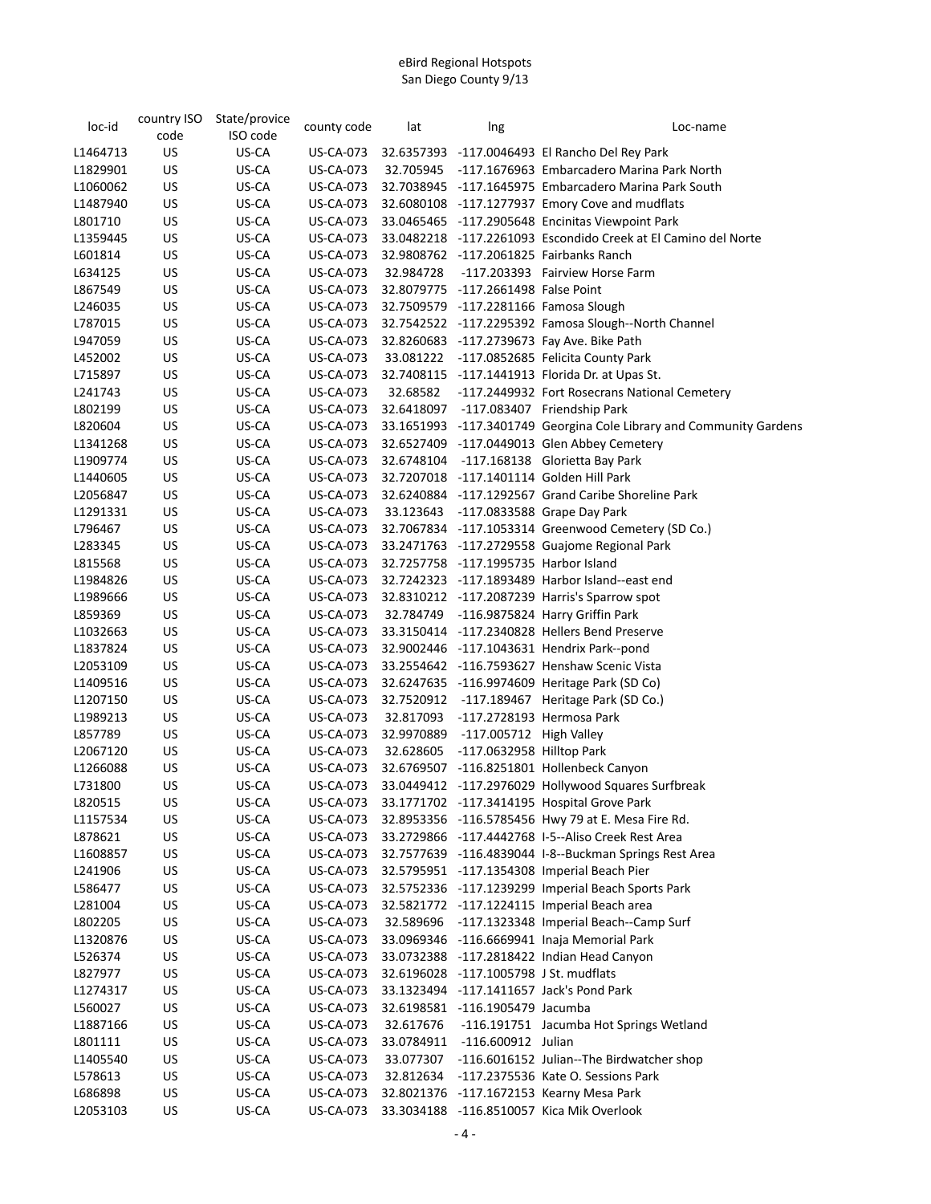eBird Regional Hotspots
San Diego County 9/13

| loc-id | country ISO code | State/provice ISO code | county code | lat | lng | Loc-name |
|---|---|---|---|---|---|---|
| L1464713 | US | US-CA | US-CA-073 | 32.6357393 | -117.0046493 | El Rancho Del Rey Park |
| L1829901 | US | US-CA | US-CA-073 | 32.705945 | -117.1676963 | Embarcadero Marina Park North |
| L1060062 | US | US-CA | US-CA-073 | 32.7038945 | -117.1645975 | Embarcadero Marina Park South |
| L1487940 | US | US-CA | US-CA-073 | 32.6080108 | -117.1277937 | Emory Cove and mudflats |
| L801710 | US | US-CA | US-CA-073 | 33.0465465 | -117.2905648 | Encinitas Viewpoint Park |
| L1359445 | US | US-CA | US-CA-073 | 33.0482218 | -117.2261093 | Escondido Creek at El Camino del Norte |
| L601814 | US | US-CA | US-CA-073 | 32.9808762 | -117.2061825 | Fairbanks Ranch |
| L634125 | US | US-CA | US-CA-073 | 32.984728 | -117.203393 | Fairview Horse Farm |
| L867549 | US | US-CA | US-CA-073 | 32.8079775 | -117.2661498 | False Point |
| L246035 | US | US-CA | US-CA-073 | 32.7509579 | -117.2281166 | Famosa Slough |
| L787015 | US | US-CA | US-CA-073 | 32.7542522 | -117.2295392 | Famosa Slough--North Channel |
| L947059 | US | US-CA | US-CA-073 | 32.8260683 | -117.2739673 | Fay Ave. Bike Path |
| L452002 | US | US-CA | US-CA-073 | 33.081222 | -117.0852685 | Felicita County Park |
| L715897 | US | US-CA | US-CA-073 | 32.7408115 | -117.1441913 | Florida Dr. at Upas St. |
| L241743 | US | US-CA | US-CA-073 | 32.68582 | -117.2449932 | Fort Rosecrans National Cemetery |
| L802199 | US | US-CA | US-CA-073 | 32.6418097 | -117.083407 | Friendship Park |
| L820604 | US | US-CA | US-CA-073 | 33.1651993 | -117.3401749 | Georgina Cole Library and Community Gardens |
| L1341268 | US | US-CA | US-CA-073 | 32.6527409 | -117.0449013 | Glen Abbey Cemetery |
| L1909774 | US | US-CA | US-CA-073 | 32.6748104 | -117.168138 | Glorietta Bay Park |
| L1440605 | US | US-CA | US-CA-073 | 32.7207018 | -117.1401114 | Golden Hill Park |
| L2056847 | US | US-CA | US-CA-073 | 32.6240884 | -117.1292567 | Grand Caribe Shoreline Park |
| L1291331 | US | US-CA | US-CA-073 | 33.123643 | -117.0833588 | Grape Day Park |
| L796467 | US | US-CA | US-CA-073 | 32.7067834 | -117.1053314 | Greenwood Cemetery (SD Co.) |
| L283345 | US | US-CA | US-CA-073 | 33.2471763 | -117.2729558 | Guajome Regional Park |
| L815568 | US | US-CA | US-CA-073 | 32.7257758 | -117.1995735 | Harbor Island |
| L1984826 | US | US-CA | US-CA-073 | 32.7242323 | -117.1893489 | Harbor Island--east end |
| L1989666 | US | US-CA | US-CA-073 | 32.8310212 | -117.2087239 | Harris's Sparrow spot |
| L859369 | US | US-CA | US-CA-073 | 32.784749 | -116.9875824 | Harry Griffin Park |
| L1032663 | US | US-CA | US-CA-073 | 33.3150414 | -117.2340828 | Hellers Bend Preserve |
| L1837824 | US | US-CA | US-CA-073 | 32.9002446 | -117.1043631 | Hendrix Park--pond |
| L2053109 | US | US-CA | US-CA-073 | 33.2554642 | -116.7593627 | Henshaw Scenic Vista |
| L1409516 | US | US-CA | US-CA-073 | 32.6247635 | -116.9974609 | Heritage Park (SD Co) |
| L1207150 | US | US-CA | US-CA-073 | 32.7520912 | -117.189467 | Heritage Park (SD Co.) |
| L1989213 | US | US-CA | US-CA-073 | 32.817093 | -117.2728193 | Hermosa Park |
| L857789 | US | US-CA | US-CA-073 | 32.9970889 | -117.005712 | High Valley |
| L2067120 | US | US-CA | US-CA-073 | 32.628605 | -117.0632958 | Hilltop Park |
| L1266088 | US | US-CA | US-CA-073 | 32.6769507 | -116.8251801 | Hollenbeck Canyon |
| L731800 | US | US-CA | US-CA-073 | 33.0449412 | -117.2976029 | Hollywood Squares Surfbreak |
| L820515 | US | US-CA | US-CA-073 | 33.1771702 | -117.3414195 | Hospital Grove Park |
| L1157534 | US | US-CA | US-CA-073 | 32.8953356 | -116.5785456 | Hwy 79 at E. Mesa Fire Rd. |
| L878621 | US | US-CA | US-CA-073 | 33.2729866 | -117.4442768 | I-5--Aliso Creek Rest Area |
| L1608857 | US | US-CA | US-CA-073 | 32.7577639 | -116.4839044 | I-8--Buckman Springs Rest Area |
| L241906 | US | US-CA | US-CA-073 | 32.5795951 | -117.1354308 | Imperial Beach Pier |
| L586477 | US | US-CA | US-CA-073 | 32.5752336 | -117.1239299 | Imperial Beach Sports Park |
| L281004 | US | US-CA | US-CA-073 | 32.5821772 | -117.1224115 | Imperial Beach area |
| L802205 | US | US-CA | US-CA-073 | 32.589696 | -117.1323348 | Imperial Beach--Camp Surf |
| L1320876 | US | US-CA | US-CA-073 | 33.0969346 | -116.6669941 | Inaja Memorial Park |
| L526374 | US | US-CA | US-CA-073 | 33.0732388 | -117.2818422 | Indian Head Canyon |
| L827977 | US | US-CA | US-CA-073 | 32.6196028 | -117.1005798 | J St. mudflats |
| L1274317 | US | US-CA | US-CA-073 | 33.1323494 | -117.1411657 | Jack's Pond Park |
| L560027 | US | US-CA | US-CA-073 | 32.6198581 | -116.1905479 | Jacumba |
| L1887166 | US | US-CA | US-CA-073 | 32.617676 | -116.191751 | Jacumba Hot Springs Wetland |
| L801111 | US | US-CA | US-CA-073 | 33.0784911 | -116.600912 | Julian |
| L1405540 | US | US-CA | US-CA-073 | 33.077307 | -116.6016152 | Julian--The Birdwatcher shop |
| L578613 | US | US-CA | US-CA-073 | 32.812634 | -117.2375536 | Kate O. Sessions Park |
| L686898 | US | US-CA | US-CA-073 | 32.8021376 | -117.1672153 | Kearny Mesa Park |
| L2053103 | US | US-CA | US-CA-073 | 33.3034188 | -116.8510057 | Kica Mik Overlook |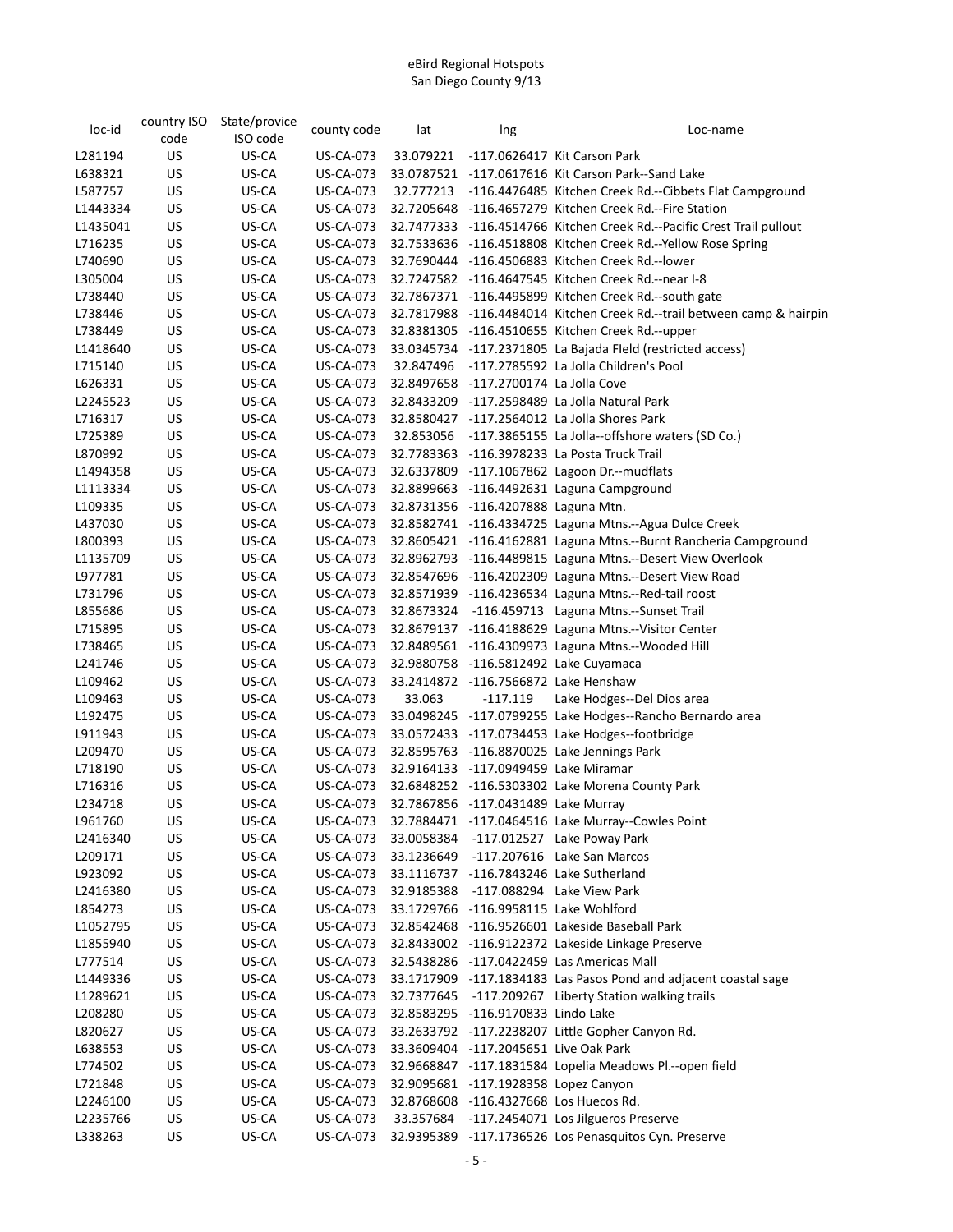eBird Regional Hotspots
San Diego County 9/13

| loc-id | country ISO code | State/provice ISO code | county code | lat | lng | Loc-name |
|---|---|---|---|---|---|---|
| L281194 | US | US-CA | US-CA-073 | 33.079221 | -117.0626417 | Kit Carson Park |
| L638321 | US | US-CA | US-CA-073 | 33.0787521 | -117.0617616 | Kit Carson Park--Sand Lake |
| L587757 | US | US-CA | US-CA-073 | 32.777213 | -116.4476485 | Kitchen Creek Rd.--Cibbets Flat Campground |
| L1443334 | US | US-CA | US-CA-073 | 32.7205648 | -116.4657279 | Kitchen Creek Rd.--Fire Station |
| L1435041 | US | US-CA | US-CA-073 | 32.7477333 | -116.4514766 | Kitchen Creek Rd.--Pacific Crest Trail pullout |
| L716235 | US | US-CA | US-CA-073 | 32.7533636 | -116.4518808 | Kitchen Creek Rd.--Yellow Rose Spring |
| L740690 | US | US-CA | US-CA-073 | 32.7690444 | -116.4506883 | Kitchen Creek Rd.--lower |
| L305004 | US | US-CA | US-CA-073 | 32.7247582 | -116.4647545 | Kitchen Creek Rd.--near I-8 |
| L738440 | US | US-CA | US-CA-073 | 32.7867371 | -116.4495899 | Kitchen Creek Rd.--south gate |
| L738446 | US | US-CA | US-CA-073 | 32.7817988 | -116.4484014 | Kitchen Creek Rd.--trail between camp & hairpin |
| L738449 | US | US-CA | US-CA-073 | 32.8381305 | -116.4510655 | Kitchen Creek Rd.--upper |
| L1418640 | US | US-CA | US-CA-073 | 33.0345734 | -117.2371805 | La Bajada FIeld (restricted access) |
| L715140 | US | US-CA | US-CA-073 | 32.847496 | -117.2785592 | La Jolla Children's Pool |
| L626331 | US | US-CA | US-CA-073 | 32.8497658 | -117.2700174 | La Jolla Cove |
| L2245523 | US | US-CA | US-CA-073 | 32.8433209 | -117.2598489 | La Jolla Natural Park |
| L716317 | US | US-CA | US-CA-073 | 32.8580427 | -117.2564012 | La Jolla Shores Park |
| L725389 | US | US-CA | US-CA-073 | 32.853056 | -117.3865155 | La Jolla--offshore waters (SD Co.) |
| L870992 | US | US-CA | US-CA-073 | 32.7783363 | -116.3978233 | La Posta Truck Trail |
| L1494358 | US | US-CA | US-CA-073 | 32.6337809 | -117.1067862 | Lagoon Dr.--mudflats |
| L1113334 | US | US-CA | US-CA-073 | 32.8899663 | -116.4492631 | Laguna Campground |
| L109335 | US | US-CA | US-CA-073 | 32.8731356 | -116.4207888 | Laguna Mtn. |
| L437030 | US | US-CA | US-CA-073 | 32.8582741 | -116.4334725 | Laguna Mtns.--Agua Dulce Creek |
| L800393 | US | US-CA | US-CA-073 | 32.8605421 | -116.4162881 | Laguna Mtns.--Burnt Rancheria Campground |
| L1135709 | US | US-CA | US-CA-073 | 32.8962793 | -116.4489815 | Laguna Mtns.--Desert View Overlook |
| L977781 | US | US-CA | US-CA-073 | 32.8547696 | -116.4202309 | Laguna Mtns.--Desert View Road |
| L731796 | US | US-CA | US-CA-073 | 32.8571939 | -116.4236534 | Laguna Mtns.--Red-tail roost |
| L855686 | US | US-CA | US-CA-073 | 32.8673324 | -116.459713 | Laguna Mtns.--Sunset Trail |
| L715895 | US | US-CA | US-CA-073 | 32.8679137 | -116.4188629 | Laguna Mtns.--Visitor Center |
| L738465 | US | US-CA | US-CA-073 | 32.8489561 | -116.4309973 | Laguna Mtns.--Wooded Hill |
| L241746 | US | US-CA | US-CA-073 | 32.9880758 | -116.5812492 | Lake Cuyamaca |
| L109462 | US | US-CA | US-CA-073 | 33.2414872 | -116.7566872 | Lake Henshaw |
| L109463 | US | US-CA | US-CA-073 | 33.063 | -117.119 | Lake Hodges--Del Dios area |
| L192475 | US | US-CA | US-CA-073 | 33.0498245 | -117.0799255 | Lake Hodges--Rancho Bernardo area |
| L911943 | US | US-CA | US-CA-073 | 33.0572433 | -117.0734453 | Lake Hodges--footbridge |
| L209470 | US | US-CA | US-CA-073 | 32.8595763 | -116.8870025 | Lake Jennings Park |
| L718190 | US | US-CA | US-CA-073 | 32.9164133 | -117.0949459 | Lake Miramar |
| L716316 | US | US-CA | US-CA-073 | 32.6848252 | -116.5303302 | Lake Morena County Park |
| L234718 | US | US-CA | US-CA-073 | 32.7867856 | -117.0431489 | Lake Murray |
| L961760 | US | US-CA | US-CA-073 | 32.7884471 | -117.0464516 | Lake Murray--Cowles Point |
| L2416340 | US | US-CA | US-CA-073 | 33.0058384 | -117.012527 | Lake Poway Park |
| L209171 | US | US-CA | US-CA-073 | 33.1236649 | -117.207616 | Lake San Marcos |
| L923092 | US | US-CA | US-CA-073 | 33.1116737 | -116.7843246 | Lake Sutherland |
| L2416380 | US | US-CA | US-CA-073 | 32.9185388 | -117.088294 | Lake View Park |
| L854273 | US | US-CA | US-CA-073 | 33.1729766 | -116.9958115 | Lake Wohlford |
| L1052795 | US | US-CA | US-CA-073 | 32.8542468 | -116.9526601 | Lakeside Baseball Park |
| L1855940 | US | US-CA | US-CA-073 | 32.8433002 | -116.9122372 | Lakeside Linkage Preserve |
| L777514 | US | US-CA | US-CA-073 | 32.5438286 | -117.0422459 | Las Americas Mall |
| L1449336 | US | US-CA | US-CA-073 | 33.1717909 | -117.1834183 | Las Pasos Pond and adjacent coastal sage |
| L1289621 | US | US-CA | US-CA-073 | 32.7377645 | -117.209267 | Liberty Station walking trails |
| L208280 | US | US-CA | US-CA-073 | 32.8583295 | -116.9170833 | Lindo Lake |
| L820627 | US | US-CA | US-CA-073 | 33.2633792 | -117.2238207 | Little Gopher Canyon Rd. |
| L638553 | US | US-CA | US-CA-073 | 33.3609404 | -117.2045651 | Live Oak Park |
| L774502 | US | US-CA | US-CA-073 | 32.9668847 | -117.1831584 | Lopelia Meadows Pl.--open field |
| L721848 | US | US-CA | US-CA-073 | 32.9095681 | -117.1928358 | Lopez Canyon |
| L2246100 | US | US-CA | US-CA-073 | 32.8768608 | -116.4327668 | Los Huecos Rd. |
| L2235766 | US | US-CA | US-CA-073 | 33.357684 | -117.2454071 | Los Jilgueros Preserve |
| L338263 | US | US-CA | US-CA-073 | 32.9395389 | -117.1736526 | Los Penasquitos Cyn. Preserve |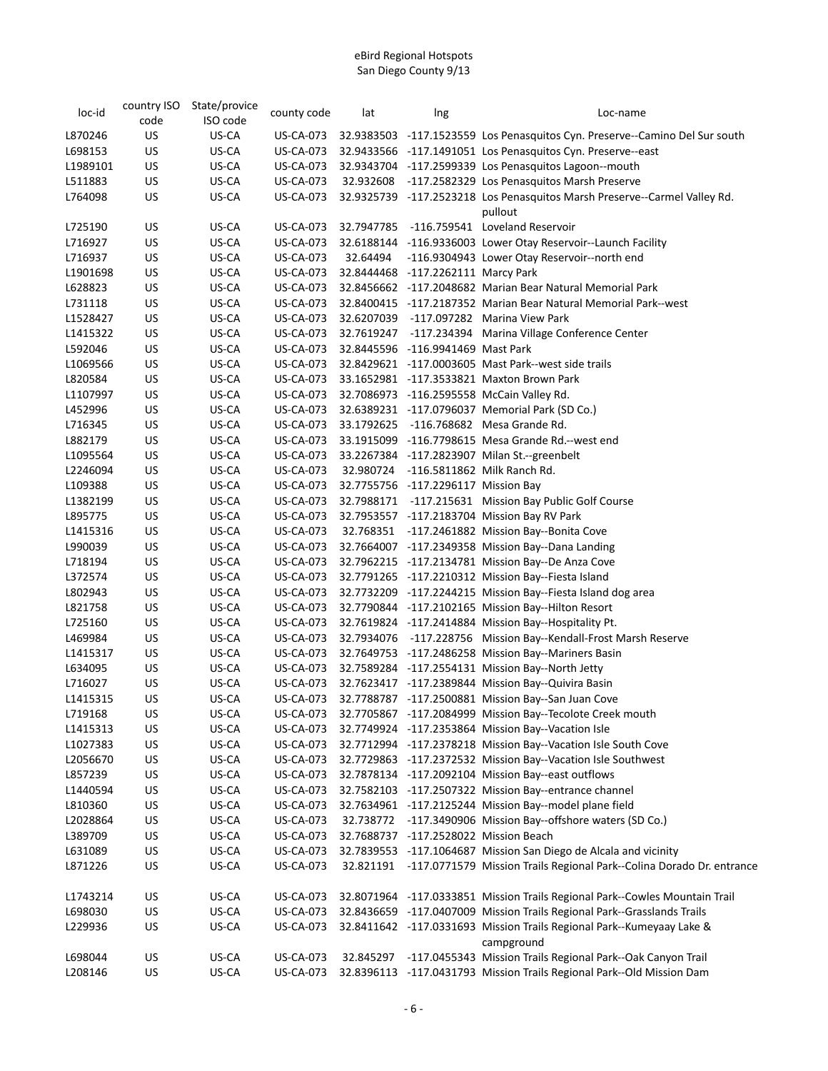eBird Regional Hotspots
San Diego County 9/13

| loc-id | country ISO code | State/provice ISO code | county code | lat | lng | Loc-name |
|---|---|---|---|---|---|---|
| L870246 | US | US-CA | US-CA-073 | 32.9383503 | -117.1523559 | Los Penasquitos Cyn. Preserve--Camino Del Sur south |
| L698153 | US | US-CA | US-CA-073 | 32.9433566 | -117.1491051 | Los Penasquitos Cyn. Preserve--east |
| L1989101 | US | US-CA | US-CA-073 | 32.9343704 | -117.2599339 | Los Penasquitos Lagoon--mouth |
| L511883 | US | US-CA | US-CA-073 | 32.932608 | -117.2582329 | Los Penasquitos Marsh Preserve |
| L764098 | US | US-CA | US-CA-073 | 32.9325739 | -117.2523218 | Los Penasquitos Marsh Preserve--Carmel Valley Rd. pullout |
| L725190 | US | US-CA | US-CA-073 | 32.7947785 | -116.759541 | Loveland Reservoir |
| L716927 | US | US-CA | US-CA-073 | 32.6188144 | -116.9336003 | Lower Otay Reservoir--Launch Facility |
| L716937 | US | US-CA | US-CA-073 | 32.64494 | -116.9304943 | Lower Otay Reservoir--north end |
| L1901698 | US | US-CA | US-CA-073 | 32.8444468 | -117.2262111 | Marcy Park |
| L628823 | US | US-CA | US-CA-073 | 32.8456662 | -117.2048682 | Marian Bear Natural Memorial Park |
| L731118 | US | US-CA | US-CA-073 | 32.8400415 | -117.2187352 | Marian Bear Natural Memorial Park--west |
| L1528427 | US | US-CA | US-CA-073 | 32.6207039 | -117.097282 | Marina View Park |
| L1415322 | US | US-CA | US-CA-073 | 32.7619247 | -117.234394 | Marina Village Conference Center |
| L592046 | US | US-CA | US-CA-073 | 32.8445596 | -116.9941469 | Mast Park |
| L1069566 | US | US-CA | US-CA-073 | 32.8429621 | -117.0003605 | Mast Park--west side trails |
| L820584 | US | US-CA | US-CA-073 | 33.1652981 | -117.3533821 | Maxton Brown Park |
| L1107997 | US | US-CA | US-CA-073 | 32.7086973 | -116.2595558 | McCain Valley Rd. |
| L452996 | US | US-CA | US-CA-073 | 32.6389231 | -117.0796037 | Memorial Park (SD Co.) |
| L716345 | US | US-CA | US-CA-073 | 33.1792625 | -116.768682 | Mesa Grande Rd. |
| L882179 | US | US-CA | US-CA-073 | 33.1915099 | -116.7798615 | Mesa Grande Rd.--west end |
| L1095564 | US | US-CA | US-CA-073 | 33.2267384 | -117.2823907 | Milan St.--greenbelt |
| L2246094 | US | US-CA | US-CA-073 | 32.980724 | -116.5811862 | Milk Ranch Rd. |
| L109388 | US | US-CA | US-CA-073 | 32.7755756 | -117.2296117 | Mission Bay |
| L1382199 | US | US-CA | US-CA-073 | 32.7988171 | -117.215631 | Mission Bay Public Golf Course |
| L895775 | US | US-CA | US-CA-073 | 32.7953557 | -117.2183704 | Mission Bay RV Park |
| L1415316 | US | US-CA | US-CA-073 | 32.768351 | -117.2461882 | Mission Bay--Bonita Cove |
| L990039 | US | US-CA | US-CA-073 | 32.7664007 | -117.2349358 | Mission Bay--Dana Landing |
| L718194 | US | US-CA | US-CA-073 | 32.7962215 | -117.2134781 | Mission Bay--De Anza Cove |
| L372574 | US | US-CA | US-CA-073 | 32.7791265 | -117.2210312 | Mission Bay--Fiesta Island |
| L802943 | US | US-CA | US-CA-073 | 32.7732209 | -117.2244215 | Mission Bay--Fiesta Island dog area |
| L821758 | US | US-CA | US-CA-073 | 32.7790844 | -117.2102165 | Mission Bay--Hilton Resort |
| L725160 | US | US-CA | US-CA-073 | 32.7619824 | -117.2414884 | Mission Bay--Hospitality Pt. |
| L469984 | US | US-CA | US-CA-073 | 32.7934076 | -117.228756 | Mission Bay--Kendall-Frost Marsh Reserve |
| L1415317 | US | US-CA | US-CA-073 | 32.7649753 | -117.2486258 | Mission Bay--Mariners Basin |
| L634095 | US | US-CA | US-CA-073 | 32.7589284 | -117.2554131 | Mission Bay--North Jetty |
| L716027 | US | US-CA | US-CA-073 | 32.7623417 | -117.2389844 | Mission Bay--Quivira Basin |
| L1415315 | US | US-CA | US-CA-073 | 32.7788787 | -117.2500881 | Mission Bay--San Juan Cove |
| L719168 | US | US-CA | US-CA-073 | 32.7705867 | -117.2084999 | Mission Bay--Tecolote Creek mouth |
| L1415313 | US | US-CA | US-CA-073 | 32.7749924 | -117.2353864 | Mission Bay--Vacation Isle |
| L1027383 | US | US-CA | US-CA-073 | 32.7712994 | -117.2378218 | Mission Bay--Vacation Isle South Cove |
| L2056670 | US | US-CA | US-CA-073 | 32.7729863 | -117.2372532 | Mission Bay--Vacation Isle Southwest |
| L857239 | US | US-CA | US-CA-073 | 32.7878134 | -117.2092104 | Mission Bay--east outflows |
| L1440594 | US | US-CA | US-CA-073 | 32.7582103 | -117.2507322 | Mission Bay--entrance channel |
| L810360 | US | US-CA | US-CA-073 | 32.7634961 | -117.2125244 | Mission Bay--model plane field |
| L2028864 | US | US-CA | US-CA-073 | 32.738772 | -117.3490906 | Mission Bay--offshore waters (SD Co.) |
| L389709 | US | US-CA | US-CA-073 | 32.7688737 | -117.2528022 | Mission Beach |
| L631089 | US | US-CA | US-CA-073 | 32.7839553 | -117.1064687 | Mission San Diego de Alcala and vicinity |
| L871226 | US | US-CA | US-CA-073 | 32.821191 | -117.0771579 | Mission Trails Regional Park--Colina Dorado Dr. entrance |
| L1743214 | US | US-CA | US-CA-073 | 32.8071964 | -117.0333851 | Mission Trails Regional Park--Cowles Mountain Trail |
| L698030 | US | US-CA | US-CA-073 | 32.8436659 | -117.0407009 | Mission Trails Regional Park--Grasslands Trails |
| L229936 | US | US-CA | US-CA-073 | 32.8411642 | -117.0331693 | Mission Trails Regional Park--Kumeyaay Lake & campground |
| L698044 | US | US-CA | US-CA-073 | 32.845297 | -117.0455343 | Mission Trails Regional Park--Oak Canyon Trail |
| L208146 | US | US-CA | US-CA-073 | 32.8396113 | -117.0431793 | Mission Trails Regional Park--Old Mission Dam |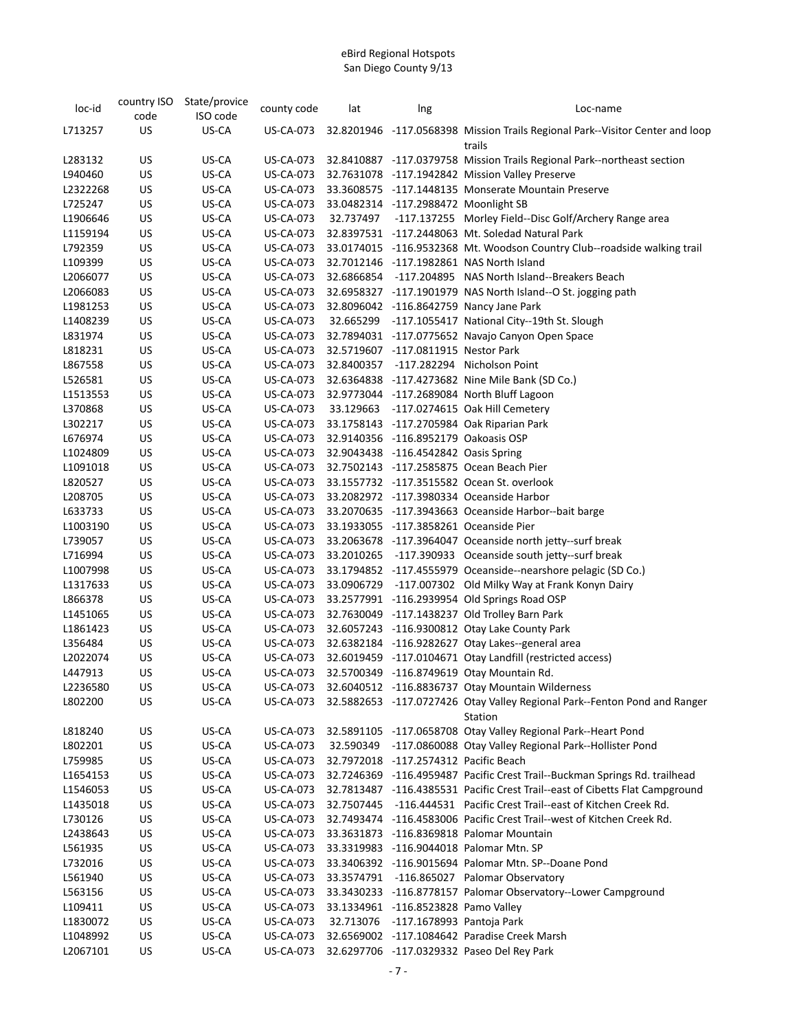eBird Regional Hotspots
San Diego County 9/13

| loc-id | country ISO code | State/provice ISO code | county code | lat | lng | Loc-name |
|---|---|---|---|---|---|---|
| L713257 | US | US-CA | US-CA-073 | 32.8201946 | -117.0568398 | Mission Trails Regional Park--Visitor Center and loop trails |
| L283132 | US | US-CA | US-CA-073 | 32.8410887 | -117.0379758 | Mission Trails Regional Park--northeast section |
| L940460 | US | US-CA | US-CA-073 | 32.7631078 | -117.1942842 | Mission Valley Preserve |
| L2322268 | US | US-CA | US-CA-073 | 33.3608575 | -117.1448135 | Monserate Mountain Preserve |
| L725247 | US | US-CA | US-CA-073 | 33.0482314 | -117.2988472 | Moonlight SB |
| L1906646 | US | US-CA | US-CA-073 | 32.737497 | -117.137255 | Morley Field--Disc Golf/Archery Range area |
| L1159194 | US | US-CA | US-CA-073 | 32.8397531 | -117.2448063 | Mt. Soledad Natural Park |
| L792359 | US | US-CA | US-CA-073 | 33.0174015 | -116.9532368 | Mt. Woodson Country Club--roadside walking trail |
| L109399 | US | US-CA | US-CA-073 | 32.7012146 | -117.1982861 | NAS North Island |
| L2066077 | US | US-CA | US-CA-073 | 32.6866854 | -117.204895 | NAS North Island--Breakers Beach |
| L2066083 | US | US-CA | US-CA-073 | 32.6958327 | -117.1901979 | NAS North Island--O St. jogging path |
| L1981253 | US | US-CA | US-CA-073 | 32.8096042 | -116.8642759 | Nancy Jane Park |
| L1408239 | US | US-CA | US-CA-073 | 32.665299 | -117.1055417 | National City--19th St. Slough |
| L831974 | US | US-CA | US-CA-073 | 32.7894031 | -117.0775652 | Navajo Canyon Open Space |
| L818231 | US | US-CA | US-CA-073 | 32.5719607 | -117.0811915 | Nestor Park |
| L867558 | US | US-CA | US-CA-073 | 32.8400357 | -117.282294 | Nicholson Point |
| L526581 | US | US-CA | US-CA-073 | 32.6364838 | -117.4273682 | Nine Mile Bank (SD Co.) |
| L1513553 | US | US-CA | US-CA-073 | 32.9773044 | -117.2689084 | North Bluff Lagoon |
| L370868 | US | US-CA | US-CA-073 | 33.129663 | -117.0274615 | Oak Hill Cemetery |
| L302217 | US | US-CA | US-CA-073 | 33.1758143 | -117.2705984 | Oak Riparian Park |
| L676974 | US | US-CA | US-CA-073 | 32.9140356 | -116.8952179 | Oakoasis OSP |
| L1024809 | US | US-CA | US-CA-073 | 32.9043438 | -116.4542842 | Oasis Spring |
| L1091018 | US | US-CA | US-CA-073 | 32.7502143 | -117.2585875 | Ocean Beach Pier |
| L820527 | US | US-CA | US-CA-073 | 33.1557732 | -117.3515582 | Ocean St. overlook |
| L208705 | US | US-CA | US-CA-073 | 33.2082972 | -117.3980334 | Oceanside Harbor |
| L633733 | US | US-CA | US-CA-073 | 33.2070635 | -117.3943663 | Oceanside Harbor--bait barge |
| L1003190 | US | US-CA | US-CA-073 | 33.1933055 | -117.3858261 | Oceanside Pier |
| L739057 | US | US-CA | US-CA-073 | 33.2063678 | -117.3964047 | Oceanside north jetty--surf break |
| L716994 | US | US-CA | US-CA-073 | 33.2010265 | -117.390933 | Oceanside south jetty--surf break |
| L1007998 | US | US-CA | US-CA-073 | 33.1794852 | -117.4555979 | Oceanside--nearshore pelagic (SD Co.) |
| L1317633 | US | US-CA | US-CA-073 | 33.0906729 | -117.007302 | Old Milky Way at Frank Konyn Dairy |
| L866378 | US | US-CA | US-CA-073 | 33.2577991 | -116.2939954 | Old Springs Road OSP |
| L1451065 | US | US-CA | US-CA-073 | 32.7630049 | -117.1438237 | Old Trolley Barn Park |
| L1861423 | US | US-CA | US-CA-073 | 32.6057243 | -116.9300812 | Otay Lake County Park |
| L356484 | US | US-CA | US-CA-073 | 32.6382184 | -116.9282627 | Otay Lakes--general area |
| L2022074 | US | US-CA | US-CA-073 | 32.6019459 | -117.0104671 | Otay Landfill (restricted access) |
| L447913 | US | US-CA | US-CA-073 | 32.5700349 | -116.8749619 | Otay Mountain Rd. |
| L2236580 | US | US-CA | US-CA-073 | 32.6040512 | -116.8836737 | Otay Mountain Wilderness |
| L802200 | US | US-CA | US-CA-073 | 32.5882653 | -117.0727426 | Otay Valley Regional Park--Fenton Pond and Ranger Station |
| L818240 | US | US-CA | US-CA-073 | 32.5891105 | -117.0658708 | Otay Valley Regional Park--Heart Pond |
| L802201 | US | US-CA | US-CA-073 | 32.590349 | -117.0860088 | Otay Valley Regional Park--Hollister Pond |
| L759985 | US | US-CA | US-CA-073 | 32.7972018 | -117.2574312 | Pacific Beach |
| L1654153 | US | US-CA | US-CA-073 | 32.7246369 | -116.4959487 | Pacific Crest Trail--Buckman Springs Rd. trailhead |
| L1546053 | US | US-CA | US-CA-073 | 32.7813487 | -116.4385531 | Pacific Crest Trail--east of Cibetts Flat Campground |
| L1435018 | US | US-CA | US-CA-073 | 32.7507445 | -116.444531 | Pacific Crest Trail--east of Kitchen Creek Rd. |
| L730126 | US | US-CA | US-CA-073 | 32.7493474 | -116.4583006 | Pacific Crest Trail--west of Kitchen Creek Rd. |
| L2438643 | US | US-CA | US-CA-073 | 33.3631873 | -116.8369818 | Palomar Mountain |
| L561935 | US | US-CA | US-CA-073 | 33.3319983 | -116.9044018 | Palomar Mtn. SP |
| L732016 | US | US-CA | US-CA-073 | 33.3406392 | -116.9015694 | Palomar Mtn. SP--Doane Pond |
| L561940 | US | US-CA | US-CA-073 | 33.3574791 | -116.865027 | Palomar Observatory |
| L563156 | US | US-CA | US-CA-073 | 33.3430233 | -116.8778157 | Palomar Observatory--Lower Campground |
| L109411 | US | US-CA | US-CA-073 | 33.1334961 | -116.8523828 | Pamo Valley |
| L1830072 | US | US-CA | US-CA-073 | 32.713076 | -117.1678993 | Pantoja Park |
| L1048992 | US | US-CA | US-CA-073 | 32.6569002 | -117.1084642 | Paradise Creek Marsh |
| L2067101 | US | US-CA | US-CA-073 | 32.6297706 | -117.0329332 | Paseo Del Rey Park |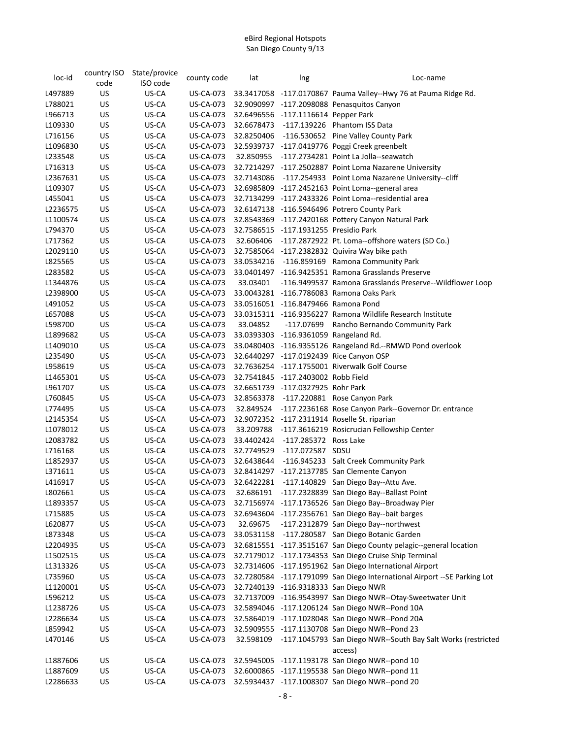eBird Regional Hotspots
San Diego County 9/13

| loc-id | country ISO code | State/provice ISO code | county code | lat | lng | Loc-name |
|---|---|---|---|---|---|---|
| L497889 | US | US-CA | US-CA-073 | 33.3417058 | -117.0170867 | Pauma Valley--Hwy 76 at Pauma Ridge Rd. |
| L788021 | US | US-CA | US-CA-073 | 32.9090997 | -117.2098088 | Penasquitos Canyon |
| L966713 | US | US-CA | US-CA-073 | 32.6496556 | -117.1116614 | Pepper Park |
| L109330 | US | US-CA | US-CA-073 | 32.6678473 | -117.139226 | Phantom ISS Data |
| L716156 | US | US-CA | US-CA-073 | 32.8250406 | -116.530652 | Pine Valley County Park |
| L1096830 | US | US-CA | US-CA-073 | 32.5939737 | -117.0419776 | Poggi Creek greenbelt |
| L233548 | US | US-CA | US-CA-073 | 32.850955 | -117.2734281 | Point La Jolla--seawatch |
| L716313 | US | US-CA | US-CA-073 | 32.7214297 | -117.2502887 | Point Loma Nazarene University |
| L2367631 | US | US-CA | US-CA-073 | 32.7143086 | -117.254933 | Point Loma Nazarene University--cliff |
| L109307 | US | US-CA | US-CA-073 | 32.6985809 | -117.2452163 | Point Loma--general area |
| L455041 | US | US-CA | US-CA-073 | 32.7134299 | -117.2433326 | Point Loma--residential area |
| L2236575 | US | US-CA | US-CA-073 | 32.6147138 | -116.5946496 | Potrero County Park |
| L1100574 | US | US-CA | US-CA-073 | 32.8543369 | -117.2420168 | Pottery Canyon Natural Park |
| L794370 | US | US-CA | US-CA-073 | 32.7586515 | -117.1931255 | Presidio Park |
| L717362 | US | US-CA | US-CA-073 | 32.606406 | -117.2872922 | Pt. Loma--offshore waters (SD Co.) |
| L2029110 | US | US-CA | US-CA-073 | 32.7585064 | -117.2382832 | Quivira Way bike path |
| L825565 | US | US-CA | US-CA-073 | 33.0534216 | -116.859169 | Ramona Community Park |
| L283582 | US | US-CA | US-CA-073 | 33.0401497 | -116.9425351 | Ramona Grasslands Preserve |
| L1344876 | US | US-CA | US-CA-073 | 33.03401 | -116.9499537 | Ramona Grasslands Preserve--Wildflower Loop |
| L2398900 | US | US-CA | US-CA-073 | 33.0043281 | -116.7786083 | Ramona Oaks Park |
| L491052 | US | US-CA | US-CA-073 | 33.0516051 | -116.8479466 | Ramona Pond |
| L657088 | US | US-CA | US-CA-073 | 33.0315311 | -116.9356227 | Ramona Wildlife Research Institute |
| L598700 | US | US-CA | US-CA-073 | 33.04852 | -117.07699 | Rancho Bernando Community Park |
| L1899682 | US | US-CA | US-CA-073 | 33.0393303 | -116.9361059 | Rangeland Rd. |
| L1409010 | US | US-CA | US-CA-073 | 33.0480403 | -116.9355126 | Rangeland Rd.--RMWD Pond overlook |
| L235490 | US | US-CA | US-CA-073 | 32.6440297 | -117.0192439 | Rice Canyon OSP |
| L958619 | US | US-CA | US-CA-073 | 32.7636254 | -117.1755001 | Riverwalk Golf Course |
| L1465301 | US | US-CA | US-CA-073 | 32.7541845 | -117.2403002 | Robb Field |
| L961707 | US | US-CA | US-CA-073 | 32.6651739 | -117.0327925 | Rohr Park |
| L760845 | US | US-CA | US-CA-073 | 32.8563378 | -117.220881 | Rose Canyon Park |
| L774495 | US | US-CA | US-CA-073 | 32.849524 | -117.2236168 | Rose Canyon Park--Governor Dr. entrance |
| L2145354 | US | US-CA | US-CA-073 | 32.9072352 | -117.2311914 | Roselle St. riparian |
| L1078012 | US | US-CA | US-CA-073 | 33.209788 | -117.3616219 | Rosicrucian Fellowship Center |
| L2083782 | US | US-CA | US-CA-073 | 33.4402424 | -117.285372 | Ross Lake |
| L716168 | US | US-CA | US-CA-073 | 32.7749529 | -117.072587 | SDSU |
| L1852937 | US | US-CA | US-CA-073 | 32.6438644 | -116.945233 | Salt Creek Community Park |
| L371611 | US | US-CA | US-CA-073 | 32.8414297 | -117.2137785 | San Clemente Canyon |
| L416917 | US | US-CA | US-CA-073 | 32.6422281 | -117.140829 | San Diego Bay--Attu Ave. |
| L802661 | US | US-CA | US-CA-073 | 32.686191 | -117.2328839 | San Diego Bay--Ballast Point |
| L1893357 | US | US-CA | US-CA-073 | 32.7156974 | -117.1736526 | San Diego Bay--Broadway Pier |
| L715885 | US | US-CA | US-CA-073 | 32.6943604 | -117.2356761 | San Diego Bay--bait barges |
| L620877 | US | US-CA | US-CA-073 | 32.69675 | -117.2312879 | San Diego Bay--northwest |
| L873348 | US | US-CA | US-CA-073 | 33.0531158 | -117.280587 | San Diego Botanic Garden |
| L2204935 | US | US-CA | US-CA-073 | 32.6815551 | -117.3515167 | San Diego County pelagic--general location |
| L1502515 | US | US-CA | US-CA-073 | 32.7179012 | -117.1734353 | San Diego Cruise Ship Terminal |
| L1313326 | US | US-CA | US-CA-073 | 32.7314606 | -117.1951962 | San Diego International Airport |
| L735960 | US | US-CA | US-CA-073 | 32.7280584 | -117.1791099 | San Diego International Airport --SE Parking Lot |
| L1120001 | US | US-CA | US-CA-073 | 32.7240139 | -116.9318333 | San Diego NWR |
| L596212 | US | US-CA | US-CA-073 | 32.7137009 | -116.9543997 | San Diego NWR--Otay-Sweetwater Unit |
| L1238726 | US | US-CA | US-CA-073 | 32.5894046 | -117.1206124 | San Diego NWR--Pond 10A |
| L2286634 | US | US-CA | US-CA-073 | 32.5864019 | -117.1028048 | San Diego NWR--Pond 20A |
| L859942 | US | US-CA | US-CA-073 | 32.5909555 | -117.1130708 | San Diego NWR--Pond 23 |
| L470146 | US | US-CA | US-CA-073 | 32.598109 | -117.1045793 | San Diego NWR--South Bay Salt Works (restricted access) |
| L1887606 | US | US-CA | US-CA-073 | 32.5945005 | -117.1193178 | San Diego NWR--pond 10 |
| L1887609 | US | US-CA | US-CA-073 | 32.6000865 | -117.1195538 | San Diego NWR--pond 11 |
| L2286633 | US | US-CA | US-CA-073 | 32.5934437 | -117.1008307 | San Diego NWR--pond 20 |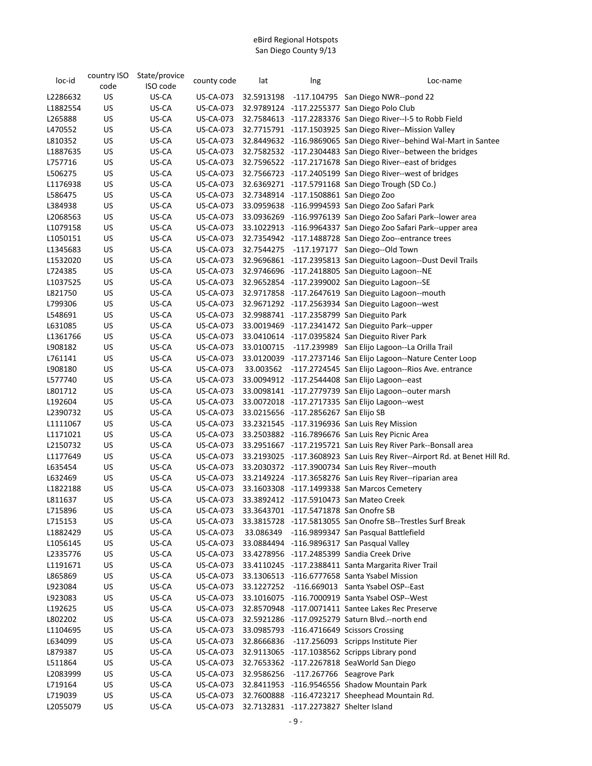eBird Regional Hotspots
San Diego County 9/13

| loc-id | country ISO code | State/provice ISO code | county code | lat | lng | Loc-name |
|---|---|---|---|---|---|---|
| L2286632 | US | US-CA | US-CA-073 | 32.5913198 | -117.104795 | San Diego NWR--pond 22 |
| L1882554 | US | US-CA | US-CA-073 | 32.9789124 | -117.2255377 | San Diego Polo Club |
| L265888 | US | US-CA | US-CA-073 | 32.7584613 | -117.2283376 | San Diego River--I-5 to Robb Field |
| L470552 | US | US-CA | US-CA-073 | 32.7715791 | -117.1503925 | San Diego River--Mission Valley |
| L810352 | US | US-CA | US-CA-073 | 32.8449632 | -116.9869065 | San Diego River--behind Wal-Mart in Santee |
| L1887635 | US | US-CA | US-CA-073 | 32.7582532 | -117.2304483 | San Diego River--between the bridges |
| L757716 | US | US-CA | US-CA-073 | 32.7596522 | -117.2171678 | San Diego River--east of bridges |
| L506275 | US | US-CA | US-CA-073 | 32.7566723 | -117.2405199 | San Diego River--west of bridges |
| L1176938 | US | US-CA | US-CA-073 | 32.6369271 | -117.5791168 | San Diego Trough (SD Co.) |
| L586475 | US | US-CA | US-CA-073 | 32.7348914 | -117.1508861 | San Diego Zoo |
| L384938 | US | US-CA | US-CA-073 | 33.0959638 | -116.9994593 | San Diego Zoo Safari Park |
| L2068563 | US | US-CA | US-CA-073 | 33.0936269 | -116.9976139 | San Diego Zoo Safari Park--lower area |
| L1079158 | US | US-CA | US-CA-073 | 33.1022913 | -116.9964337 | San Diego Zoo Safari Park--upper area |
| L1050151 | US | US-CA | US-CA-073 | 32.7354942 | -117.1488728 | San Diego Zoo--entrance trees |
| L1345683 | US | US-CA | US-CA-073 | 32.7544275 | -117.197177 | San Diego--Old Town |
| L1532020 | US | US-CA | US-CA-073 | 32.9696861 | -117.2395813 | San Dieguito Lagoon--Dust Devil Trails |
| L724385 | US | US-CA | US-CA-073 | 32.9746696 | -117.2418805 | San Dieguito Lagoon--NE |
| L1037525 | US | US-CA | US-CA-073 | 32.9652854 | -117.2399002 | San Dieguito Lagoon--SE |
| L821750 | US | US-CA | US-CA-073 | 32.9717858 | -117.2647619 | San Dieguito Lagoon--mouth |
| L799306 | US | US-CA | US-CA-073 | 32.9671292 | -117.2563934 | San Dieguito Lagoon--west |
| L548691 | US | US-CA | US-CA-073 | 32.9988741 | -117.2358799 | San Dieguito Park |
| L631085 | US | US-CA | US-CA-073 | 33.0019469 | -117.2341472 | San Dieguito Park--upper |
| L1361766 | US | US-CA | US-CA-073 | 33.0410614 | -117.0395824 | San Dieguito River Park |
| L908182 | US | US-CA | US-CA-073 | 33.0100715 | -117.239989 | San Elijo Lagoon--La Orilla Trail |
| L761141 | US | US-CA | US-CA-073 | 33.0120039 | -117.2737146 | San Elijo Lagoon--Nature Center Loop |
| L908180 | US | US-CA | US-CA-073 | 33.003562 | -117.2724545 | San Elijo Lagoon--Rios Ave. entrance |
| L577740 | US | US-CA | US-CA-073 | 33.0094912 | -117.2544408 | San Elijo Lagoon--east |
| L801712 | US | US-CA | US-CA-073 | 33.0098141 | -117.2779739 | San Elijo Lagoon--outer marsh |
| L192604 | US | US-CA | US-CA-073 | 33.0072018 | -117.2717335 | San Elijo Lagoon--west |
| L2390732 | US | US-CA | US-CA-073 | 33.0215656 | -117.2856267 | San Elijo SB |
| L1111067 | US | US-CA | US-CA-073 | 33.2321545 | -117.3196936 | San Luis Rey Mission |
| L1171021 | US | US-CA | US-CA-073 | 33.2503882 | -116.7896676 | San Luis Rey Picnic Area |
| L2150732 | US | US-CA | US-CA-073 | 33.2951667 | -117.2195721 | San Luis Rey River Park--Bonsall area |
| L1177649 | US | US-CA | US-CA-073 | 33.2193025 | -117.3608923 | San Luis Rey River--Airport Rd. at Benet Hill Rd. |
| L635454 | US | US-CA | US-CA-073 | 33.2030372 | -117.3900734 | San Luis Rey River--mouth |
| L632469 | US | US-CA | US-CA-073 | 33.2149224 | -117.3658276 | San Luis Rey River--riparian area |
| L1822188 | US | US-CA | US-CA-073 | 33.1603308 | -117.1499338 | San Marcos Cemetery |
| L811637 | US | US-CA | US-CA-073 | 33.3892412 | -117.5910473 | San Mateo Creek |
| L715896 | US | US-CA | US-CA-073 | 33.3643701 | -117.5471878 | San Onofre SB |
| L715153 | US | US-CA | US-CA-073 | 33.3815728 | -117.5813055 | San Onofre SB--Trestles Surf Break |
| L1882429 | US | US-CA | US-CA-073 | 33.086349 | -116.9899347 | San Pasqual Battlefield |
| L1056145 | US | US-CA | US-CA-073 | 33.0884494 | -116.9896317 | San Pasqual Valley |
| L2335776 | US | US-CA | US-CA-073 | 33.4278956 | -117.2485399 | Sandia Creek Drive |
| L1191671 | US | US-CA | US-CA-073 | 33.4110245 | -117.2388411 | Santa Margarita River Trail |
| L865869 | US | US-CA | US-CA-073 | 33.1306513 | -116.6777658 | Santa Ysabel Mission |
| L923084 | US | US-CA | US-CA-073 | 33.1227252 | -116.669013 | Santa Ysabel OSP--East |
| L923083 | US | US-CA | US-CA-073 | 33.1016075 | -116.7000919 | Santa Ysabel OSP--West |
| L192625 | US | US-CA | US-CA-073 | 32.8570948 | -117.0071411 | Santee Lakes Rec Preserve |
| L802202 | US | US-CA | US-CA-073 | 32.5921286 | -117.0925279 | Saturn Blvd.--north end |
| L1104695 | US | US-CA | US-CA-073 | 33.0985793 | -116.4716649 | Scissors Crossing |
| L634099 | US | US-CA | US-CA-073 | 32.8666836 | -117.256093 | Scripps Institute Pier |
| L879387 | US | US-CA | US-CA-073 | 32.9113065 | -117.1038562 | Scripps Library pond |
| L511864 | US | US-CA | US-CA-073 | 32.7653362 | -117.2267818 | SeaWorld San Diego |
| L2083999 | US | US-CA | US-CA-073 | 32.9586256 | -117.267766 | Seagrove Park |
| L719164 | US | US-CA | US-CA-073 | 32.8411953 | -116.9546556 | Shadow Mountain Park |
| L719039 | US | US-CA | US-CA-073 | 32.7600888 | -116.4723217 | Sheephead Mountain Rd. |
| L2055079 | US | US-CA | US-CA-073 | 32.7132831 | -117.2273827 | Shelter Island |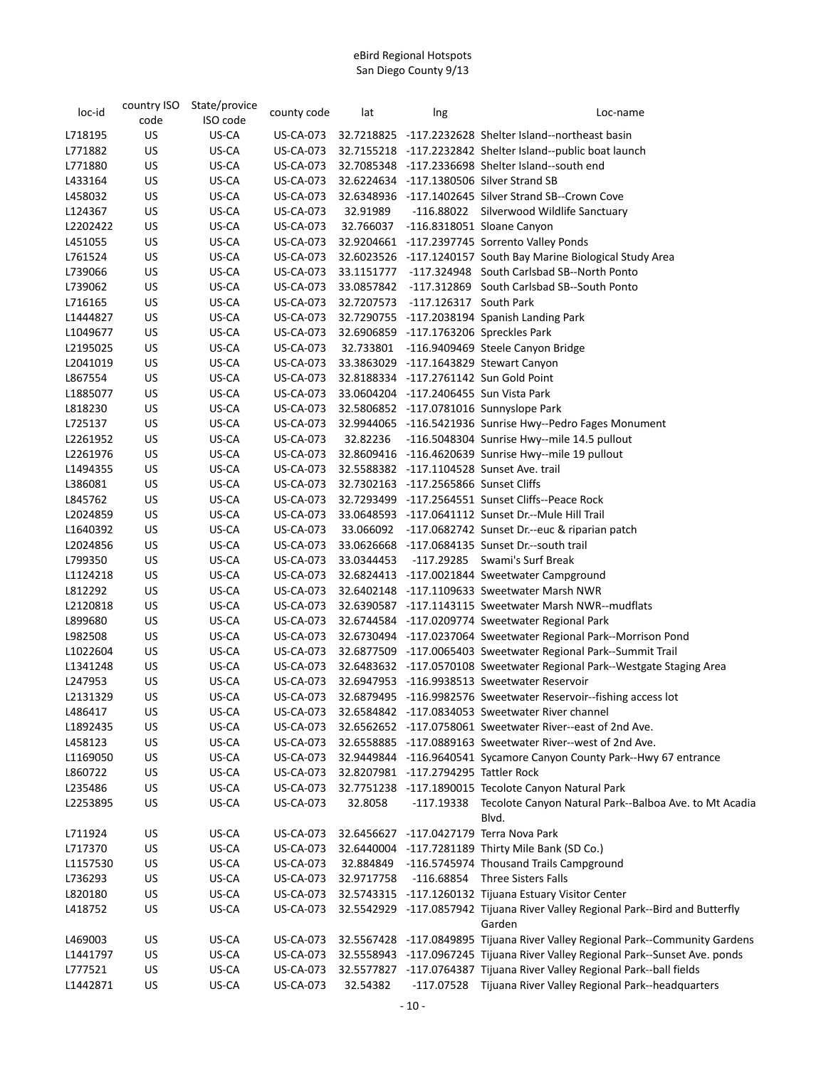eBird Regional Hotspots
San Diego County 9/13

| loc-id | country ISO code | State/provice ISO code | county code | lat | lng | Loc-name |
|---|---|---|---|---|---|---|
| L718195 | US | US-CA | US-CA-073 | 32.7218825 | -117.2232628 | Shelter Island--northeast basin |
| L771882 | US | US-CA | US-CA-073 | 32.7155218 | -117.2232842 | Shelter Island--public boat launch |
| L771880 | US | US-CA | US-CA-073 | 32.7085348 | -117.2336698 | Shelter Island--south end |
| L433164 | US | US-CA | US-CA-073 | 32.6224634 | -117.1380506 | Silver Strand SB |
| L458032 | US | US-CA | US-CA-073 | 32.6348936 | -117.1402645 | Silver Strand SB--Crown Cove |
| L124367 | US | US-CA | US-CA-073 | 32.91989 | -116.88022 | Silverwood Wildlife Sanctuary |
| L2202422 | US | US-CA | US-CA-073 | 32.766037 | -116.8318051 | Sloane Canyon |
| L451055 | US | US-CA | US-CA-073 | 32.9204661 | -117.2397745 | Sorrento Valley Ponds |
| L761524 | US | US-CA | US-CA-073 | 32.6023526 | -117.1240157 | South Bay Marine Biological Study Area |
| L739066 | US | US-CA | US-CA-073 | 33.1151777 | -117.324948 | South Carlsbad SB--North Ponto |
| L739062 | US | US-CA | US-CA-073 | 33.0857842 | -117.312869 | South Carlsbad SB--South Ponto |
| L716165 | US | US-CA | US-CA-073 | 32.7207573 | -117.126317 | South Park |
| L1444827 | US | US-CA | US-CA-073 | 32.7290755 | -117.2038194 | Spanish Landing Park |
| L1049677 | US | US-CA | US-CA-073 | 32.6906859 | -117.1763206 | Spreckles Park |
| L2195025 | US | US-CA | US-CA-073 | 32.733801 | -116.9409469 | Steele Canyon Bridge |
| L2041019 | US | US-CA | US-CA-073 | 33.3863029 | -117.1643829 | Stewart Canyon |
| L867554 | US | US-CA | US-CA-073 | 32.8188334 | -117.2761142 | Sun Gold Point |
| L1885077 | US | US-CA | US-CA-073 | 33.0604204 | -117.2406455 | Sun Vista Park |
| L818230 | US | US-CA | US-CA-073 | 32.5806852 | -117.0781016 | Sunnyslope Park |
| L725137 | US | US-CA | US-CA-073 | 32.9944065 | -116.5421936 | Sunrise Hwy--Pedro Fages Monument |
| L2261952 | US | US-CA | US-CA-073 | 32.82236 | -116.5048304 | Sunrise Hwy--mile 14.5 pullout |
| L2261976 | US | US-CA | US-CA-073 | 32.8609416 | -116.4620639 | Sunrise Hwy--mile 19 pullout |
| L1494355 | US | US-CA | US-CA-073 | 32.5588382 | -117.1104528 | Sunset Ave. trail |
| L386081 | US | US-CA | US-CA-073 | 32.7302163 | -117.2565866 | Sunset Cliffs |
| L845762 | US | US-CA | US-CA-073 | 32.7293499 | -117.2564551 | Sunset Cliffs--Peace Rock |
| L2024859 | US | US-CA | US-CA-073 | 33.0648593 | -117.0641112 | Sunset Dr.--Mule Hill Trail |
| L1640392 | US | US-CA | US-CA-073 | 33.066092 | -117.0682742 | Sunset Dr.--euc & riparian patch |
| L2024856 | US | US-CA | US-CA-073 | 33.0626668 | -117.0684135 | Sunset Dr.--south trail |
| L799350 | US | US-CA | US-CA-073 | 33.0344453 | -117.29285 | Swami's Surf Break |
| L1124218 | US | US-CA | US-CA-073 | 32.6824413 | -117.0021844 | Sweetwater Campground |
| L812292 | US | US-CA | US-CA-073 | 32.6402148 | -117.1109633 | Sweetwater Marsh NWR |
| L2120818 | US | US-CA | US-CA-073 | 32.6390587 | -117.1143115 | Sweetwater Marsh NWR--mudflats |
| L899680 | US | US-CA | US-CA-073 | 32.6744584 | -117.0209774 | Sweetwater Regional Park |
| L982508 | US | US-CA | US-CA-073 | 32.6730494 | -117.0237064 | Sweetwater Regional Park--Morrison Pond |
| L1022604 | US | US-CA | US-CA-073 | 32.6877509 | -117.0065403 | Sweetwater Regional Park--Summit Trail |
| L1341248 | US | US-CA | US-CA-073 | 32.6483632 | -117.0570108 | Sweetwater Regional Park--Westgate Staging Area |
| L247953 | US | US-CA | US-CA-073 | 32.6947953 | -116.9938513 | Sweetwater Reservoir |
| L2131329 | US | US-CA | US-CA-073 | 32.6879495 | -116.9982576 | Sweetwater Reservoir--fishing access lot |
| L486417 | US | US-CA | US-CA-073 | 32.6584842 | -117.0834053 | Sweetwater River channel |
| L1892435 | US | US-CA | US-CA-073 | 32.6562652 | -117.0758061 | Sweetwater River--east of 2nd Ave. |
| L458123 | US | US-CA | US-CA-073 | 32.6558885 | -117.0889163 | Sweetwater River--west of 2nd Ave. |
| L1169050 | US | US-CA | US-CA-073 | 32.9449844 | -116.9640541 | Sycamore Canyon County Park--Hwy 67 entrance |
| L860722 | US | US-CA | US-CA-073 | 32.8207981 | -117.2794295 | Tattler Rock |
| L235486 | US | US-CA | US-CA-073 | 32.7751238 | -117.1890015 | Tecolote Canyon Natural Park |
| L2253895 | US | US-CA | US-CA-073 | 32.8058 | -117.19338 | Tecolote Canyon Natural Park--Balboa Ave. to Mt Acadia Blvd. |
| L711924 | US | US-CA | US-CA-073 | 32.6456627 | -117.0427179 | Terra Nova Park |
| L717370 | US | US-CA | US-CA-073 | 32.6440004 | -117.7281189 | Thirty Mile Bank (SD Co.) |
| L1157530 | US | US-CA | US-CA-073 | 32.884849 | -116.5745974 | Thousand Trails Campground |
| L736293 | US | US-CA | US-CA-073 | 32.9717758 | -116.68854 | Three Sisters Falls |
| L820180 | US | US-CA | US-CA-073 | 32.5743315 | -117.1260132 | Tijuana Estuary Visitor Center |
| L418752 | US | US-CA | US-CA-073 | 32.5542929 | -117.0857942 | Tijuana River Valley Regional Park--Bird and Butterfly Garden |
| L469003 | US | US-CA | US-CA-073 | 32.5567428 | -117.0849895 | Tijuana River Valley Regional Park--Community Gardens |
| L1441797 | US | US-CA | US-CA-073 | 32.5558943 | -117.0967245 | Tijuana River Valley Regional Park--Sunset Ave. ponds |
| L777521 | US | US-CA | US-CA-073 | 32.5577827 | -117.0764387 | Tijuana River Valley Regional Park--ball fields |
| L1442871 | US | US-CA | US-CA-073 | 32.54382 | -117.07528 | Tijuana River Valley Regional Park--headquarters |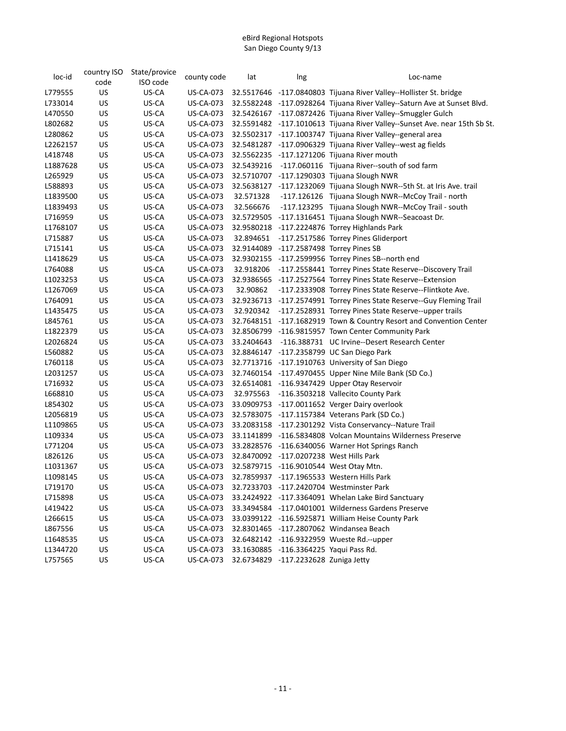eBird Regional Hotspots
San Diego County 9/13

| loc-id | country ISO code | State/provice ISO code | county code | lat | lng | Loc-name |
|---|---|---|---|---|---|---|
| L779555 | US | US-CA | US-CA-073 | 32.5517646 | -117.0840803 | Tijuana River Valley--Hollister St. bridge |
| L733014 | US | US-CA | US-CA-073 | 32.5582248 | -117.0928264 | Tijuana River Valley--Saturn Ave at Sunset Blvd. |
| L470550 | US | US-CA | US-CA-073 | 32.5426167 | -117.0872426 | Tijuana River Valley--Smuggler Gulch |
| L802682 | US | US-CA | US-CA-073 | 32.5591482 | -117.1010613 | Tijuana River Valley--Sunset Ave. near 15th Sb St. |
| L280862 | US | US-CA | US-CA-073 | 32.5502317 | -117.1003747 | Tijuana River Valley--general area |
| L2262157 | US | US-CA | US-CA-073 | 32.5481287 | -117.0906329 | Tijuana River Valley--west ag fields |
| L418748 | US | US-CA | US-CA-073 | 32.5562235 | -117.1271206 | Tijuana River mouth |
| L1887628 | US | US-CA | US-CA-073 | 32.5439216 | -117.060116 | Tijuana River--south of sod farm |
| L265929 | US | US-CA | US-CA-073 | 32.5710707 | -117.1290303 | Tijuana Slough NWR |
| L588893 | US | US-CA | US-CA-073 | 32.5638127 | -117.1232069 | Tijuana Slough NWR--5th St. at Iris Ave. trail |
| L1839500 | US | US-CA | US-CA-073 | 32.571328 | -117.126126 | Tijuana Slough NWR--McCoy Trail - north |
| L1839493 | US | US-CA | US-CA-073 | 32.566676 | -117.123295 | Tijuana Slough NWR--McCoy Trail - south |
| L716959 | US | US-CA | US-CA-073 | 32.5729505 | -117.1316451 | Tijuana Slough NWR--Seacoast Dr. |
| L1768107 | US | US-CA | US-CA-073 | 32.9580218 | -117.2224876 | Torrey Highlands Park |
| L715887 | US | US-CA | US-CA-073 | 32.894651 | -117.2517586 | Torrey Pines Gliderport |
| L715141 | US | US-CA | US-CA-073 | 32.9144089 | -117.2587498 | Torrey Pines SB |
| L1418629 | US | US-CA | US-CA-073 | 32.9302155 | -117.2599956 | Torrey Pines SB--north end |
| L764088 | US | US-CA | US-CA-073 | 32.918206 | -117.2558441 | Torrey Pines State Reserve--Discovery Trail |
| L1023253 | US | US-CA | US-CA-073 | 32.9386565 | -117.2527564 | Torrey Pines State Reserve--Extension |
| L1267069 | US | US-CA | US-CA-073 | 32.90862 | -117.2333908 | Torrey Pines State Reserve--Flintkote Ave. |
| L764091 | US | US-CA | US-CA-073 | 32.9236713 | -117.2574991 | Torrey Pines State Reserve--Guy Fleming Trail |
| L1435475 | US | US-CA | US-CA-073 | 32.920342 | -117.2528931 | Torrey Pines State Reserve--upper trails |
| L845761 | US | US-CA | US-CA-073 | 32.7648151 | -117.1682919 | Town & Country Resort and Convention Center |
| L1822379 | US | US-CA | US-CA-073 | 32.8506799 | -116.9815957 | Town Center Community Park |
| L2026824 | US | US-CA | US-CA-073 | 33.2404643 | -116.388731 | UC Irvine--Desert Research Center |
| L560882 | US | US-CA | US-CA-073 | 32.8846147 | -117.2358799 | UC San Diego Park |
| L760118 | US | US-CA | US-CA-073 | 32.7713716 | -117.1910763 | University of San Diego |
| L2031257 | US | US-CA | US-CA-073 | 32.7460154 | -117.4970455 | Upper Nine Mile Bank (SD Co.) |
| L716932 | US | US-CA | US-CA-073 | 32.6514081 | -116.9347429 | Upper Otay Reservoir |
| L668810 | US | US-CA | US-CA-073 | 32.975563 | -116.3503218 | Vallecito County Park |
| L854302 | US | US-CA | US-CA-073 | 33.0909753 | -117.0011652 | Verger Dairy overlook |
| L2056819 | US | US-CA | US-CA-073 | 32.5783075 | -117.1157384 | Veterans Park (SD Co.) |
| L1109865 | US | US-CA | US-CA-073 | 33.2083158 | -117.2301292 | Vista Conservancy--Nature Trail |
| L109334 | US | US-CA | US-CA-073 | 33.1141899 | -116.5834808 | Volcan Mountains Wilderness Preserve |
| L771204 | US | US-CA | US-CA-073 | 33.2828576 | -116.6340056 | Warner Hot Springs Ranch |
| L826126 | US | US-CA | US-CA-073 | 32.8470092 | -117.0207238 | West Hills Park |
| L1031367 | US | US-CA | US-CA-073 | 32.5879715 | -116.9010544 | West Otay Mtn. |
| L1098145 | US | US-CA | US-CA-073 | 32.7859937 | -117.1965533 | Western Hills Park |
| L719170 | US | US-CA | US-CA-073 | 32.7233703 | -117.2420704 | Westminster Park |
| L715898 | US | US-CA | US-CA-073 | 33.2424922 | -117.3364091 | Whelan Lake Bird Sanctuary |
| L419422 | US | US-CA | US-CA-073 | 33.3494584 | -117.0401001 | Wilderness Gardens Preserve |
| L266615 | US | US-CA | US-CA-073 | 33.0399122 | -116.5925871 | William Heise County Park |
| L867556 | US | US-CA | US-CA-073 | 32.8301465 | -117.2807062 | Windansea Beach |
| L1648535 | US | US-CA | US-CA-073 | 32.6482142 | -116.9322959 | Wueste Rd.--upper |
| L1344720 | US | US-CA | US-CA-073 | 33.1630885 | -116.3364225 | Yaqui Pass Rd. |
| L757565 | US | US-CA | US-CA-073 | 32.6734829 | -117.2232628 | Zuniga Jetty |